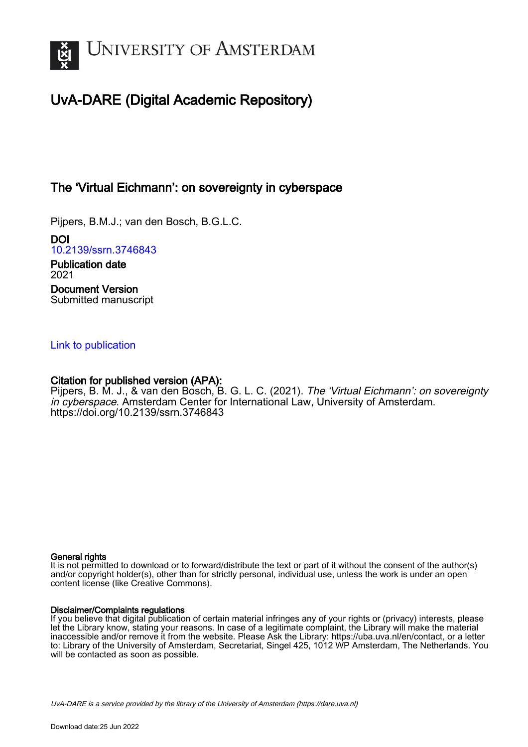# UvA-DARE (Digital Academic Repository)

## The 'Virtual Eichmann': on sovereignty in cyberspace

Pijpers, B.M.J.; van den Bosch, B.G.L.C.

**DOI**
10.2139/ssrn.3746843

**Publication date**
2021

**Document Version**
Submitted manuscript

Link to publication

**Citation for published version (APA):**
Pijpers, B. M. J., & van den Bosch, B. G. L. C. (2021). *The 'Virtual Eichmann': on sovereignty in cyberspace*. Amsterdam Center for International Law, University of Amsterdam. https://doi.org/10.2139/ssrn.3746843

**General rights**
It is not permitted to download or to forward/distribute the text or part of it without the consent of the author(s) and/or copyright holder(s), other than for strictly personal, individual use, unless the work is under an open content license (like Creative Commons).

**Disclaimer/Complaints regulations**
If you believe that digital publication of certain material infringes any of your rights or (privacy) interests, please let the Library know, stating your reasons. In case of a legitimate complaint, the Library will make the material inaccessible and/or remove it from the website. Please Ask the Library: https://uba.uva.nl/en/contact, or a letter to: Library of the University of Amsterdam, Secretariat, Singel 425, 1012 WP Amsterdam, The Netherlands. You will be contacted as soon as possible.

UvA-DARE is a service provided by the library of the University of Amsterdam (https://dare.uva.nl)

Download date:25 Jun 2022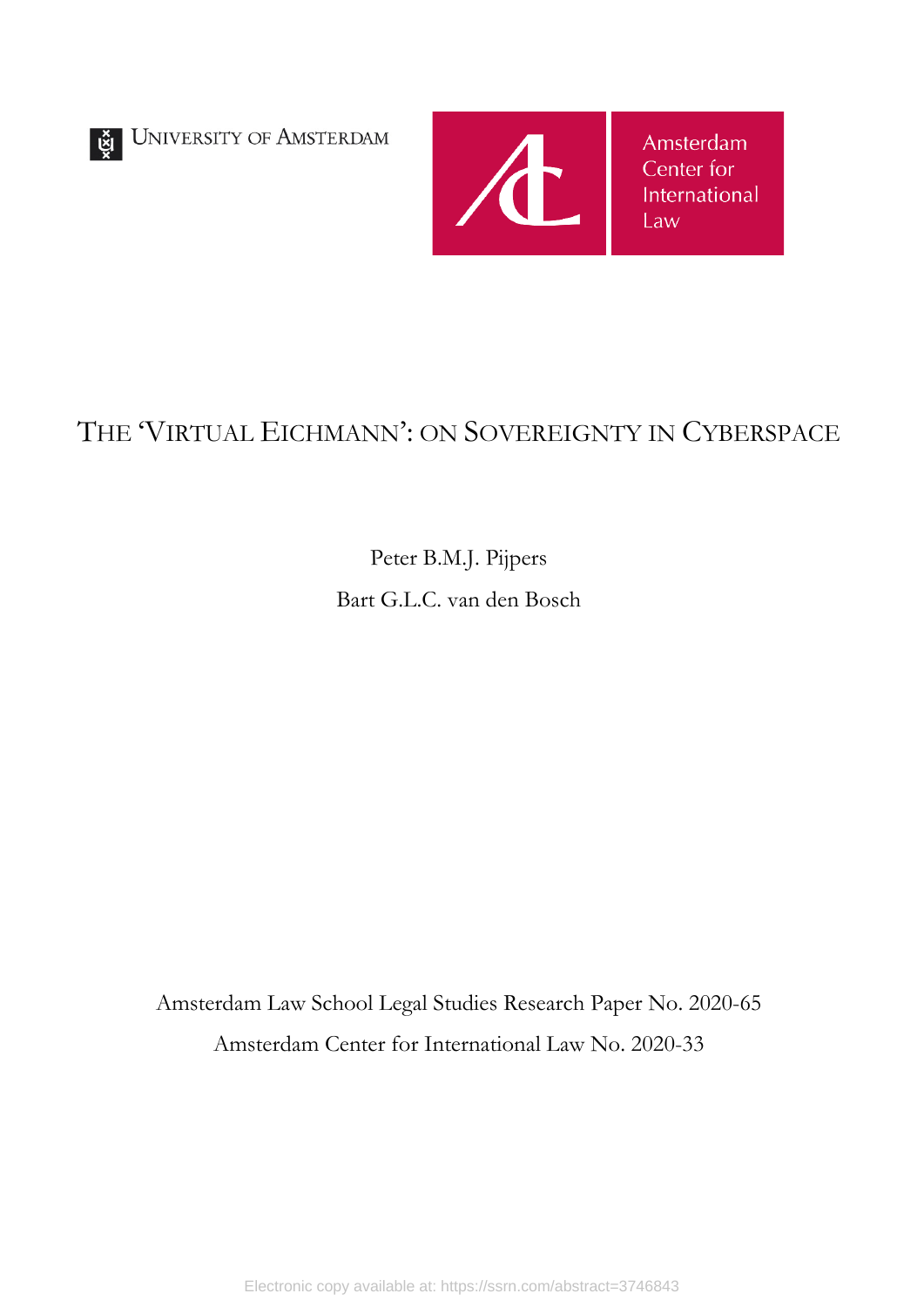UNIVERSITY OF AMSTERDAM

Amsterdam Center for International Law

# THE 'VIRTUAL EICHMANN': ON SOVEREIGNTY IN CYBERSPACE

Peter B.M.J. Pijpers

Bart G.L.C. van den Bosch

Amsterdam Law School Legal Studies Research Paper No. 2020-65

Amsterdam Center for International Law No. 2020-33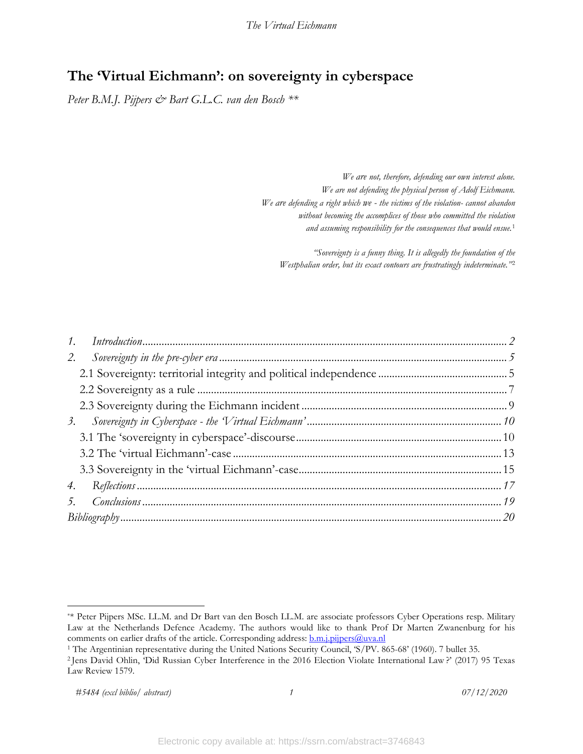# The 'Virtual Eichmann': on sovereignty in cyberspace

*Peter B.M.J. Pijpers & Bart G.L.C. van den Bosch \*\**

*We are not, therefore, defending our own interest alone.*
*We are not defending the physical person of Adolf Eichmann.*
*We are defending a right which we - the victims of the violation- cannot abandon*
*without becoming the accomplices of those who committed the violation*
*and assuming responsibility for the consequences that would ensue.*[1]

*"Sovereignty is a funny thing. It is allegedly the foundation of the*
*Westphalian order, but its exact contours are frustratingly indeterminate."*[2]

1. *Introduction* ... 2
2. *Sovereignty in the pre-cyber era* ... 5
   - 2.1 Sovereignty: territorial integrity and political independence ... 5
   - 2.2 Sovereignty as a rule ... 7
   - 2.3 Sovereignty during the Eichmann incident ... 9
3. *Sovereignty in Cyberspace - the 'Virtual Eichmann'* ... 10
   - 3.1 The 'sovereignty in cyberspace'-discourse ... 10
   - 3.2 The 'virtual Eichmann'-case ... 13
   - 3.3 Sovereignty in the 'virtual Eichmann'-case ... 15
4. *Reflections* ... 17
5. *Conclusions* ... 19

*Bibliography* ... 20

---

\*\* Peter Pijpers MSc. LL.M. and Dr Bart van den Bosch LL.M. are associate professors Cyber Operations resp. Military Law at the Netherlands Defence Academy. The authors would like to thank Prof Dr Marten Zwanenburg for his comments on earlier drafts of the article. Corresponding address: b.m.j.pijpers@uva.nl

[1] The Argentinian representative during the United Nations Security Council, 'S/PV. 865-68' (1960). 7 bullet 35.

[2] Jens David Ohlin, 'Did Russian Cyber Interference in the 2016 Election Violate International Law?' (2017) 95 Texas Law Review 1579.

*#5484 (excl biblio/ abstract)* — *07/12/2020*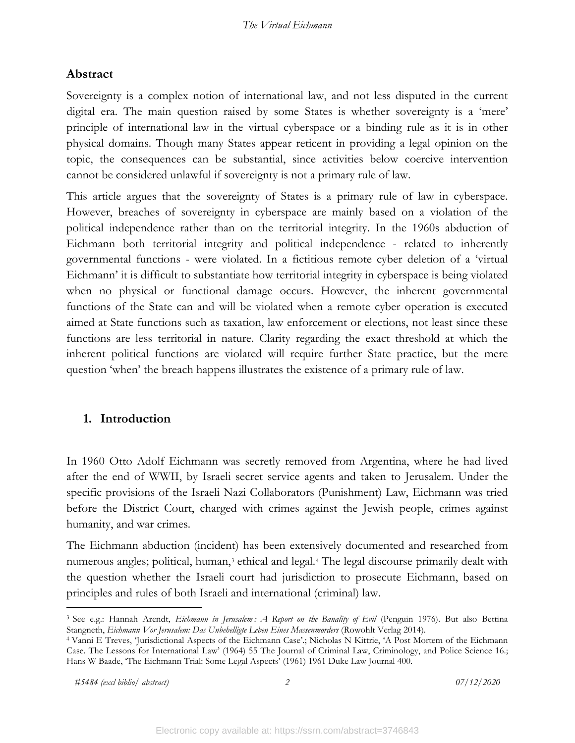## Abstract

Sovereignty is a complex notion of international law, and not less disputed in the current digital era. The main question raised by some States is whether sovereignty is a 'mere' principle of international law in the virtual cyberspace or a binding rule as it is in other physical domains. Though many States appear reticent in providing a legal opinion on the topic, the consequences can be substantial, since activities below coercive intervention cannot be considered unlawful if sovereignty is not a primary rule of law.

This article argues that the sovereignty of States is a primary rule of law in cyberspace. However, breaches of sovereignty in cyberspace are mainly based on a violation of the political independence rather than on the territorial integrity. In the 1960s abduction of Eichmann both territorial integrity and political independence - related to inherently governmental functions - were violated. In a fictitious remote cyber deletion of a 'virtual Eichmann' it is difficult to substantiate how territorial integrity in cyberspace is being violated when no physical or functional damage occurs. However, the inherent governmental functions of the State can and will be violated when a remote cyber operation is executed aimed at State functions such as taxation, law enforcement or elections, not least since these functions are less territorial in nature. Clarity regarding the exact threshold at which the inherent political functions are violated will require further State practice, but the mere question 'when' the breach happens illustrates the existence of a primary rule of law.

## 1. Introduction

In 1960 Otto Adolf Eichmann was secretly removed from Argentina, where he had lived after the end of WWII, by Israeli secret service agents and taken to Jerusalem. Under the specific provisions of the Israeli Nazi Collaborators (Punishment) Law, Eichmann was tried before the District Court, charged with crimes against the Jewish people, crimes against humanity, and war crimes.

The Eichmann abduction (incident) has been extensively documented and researched from numerous angles; political, human,[3] ethical and legal.[4] The legal discourse primarily dealt with the question whether the Israeli court had jurisdiction to prosecute Eichmann, based on principles and rules of both Israeli and international (criminal) law.

---

[3] See e.g.: Hannah Arendt, *Eichmann in Jerusalem : A Report on the Banality of Evil* (Penguin 1976). But also Bettina Stangneth, *Eichmann Vor Jerusalem: Das Unbehelligte Leben Eines Massenmorders* (Rowohlt Verlag 2014).

[4] Vanni E Treves, 'Jurisdictional Aspects of the Eichmann Case'.; Nicholas N Kittrie, 'A Post Mortem of the Eichmann Case. The Lessons for International Law' (1964) 55 The Journal of Criminal Law, Criminology, and Police Science 16.; Hans W Baade, 'The Eichmann Trial: Some Legal Aspects' (1961) 1961 Duke Law Journal 400.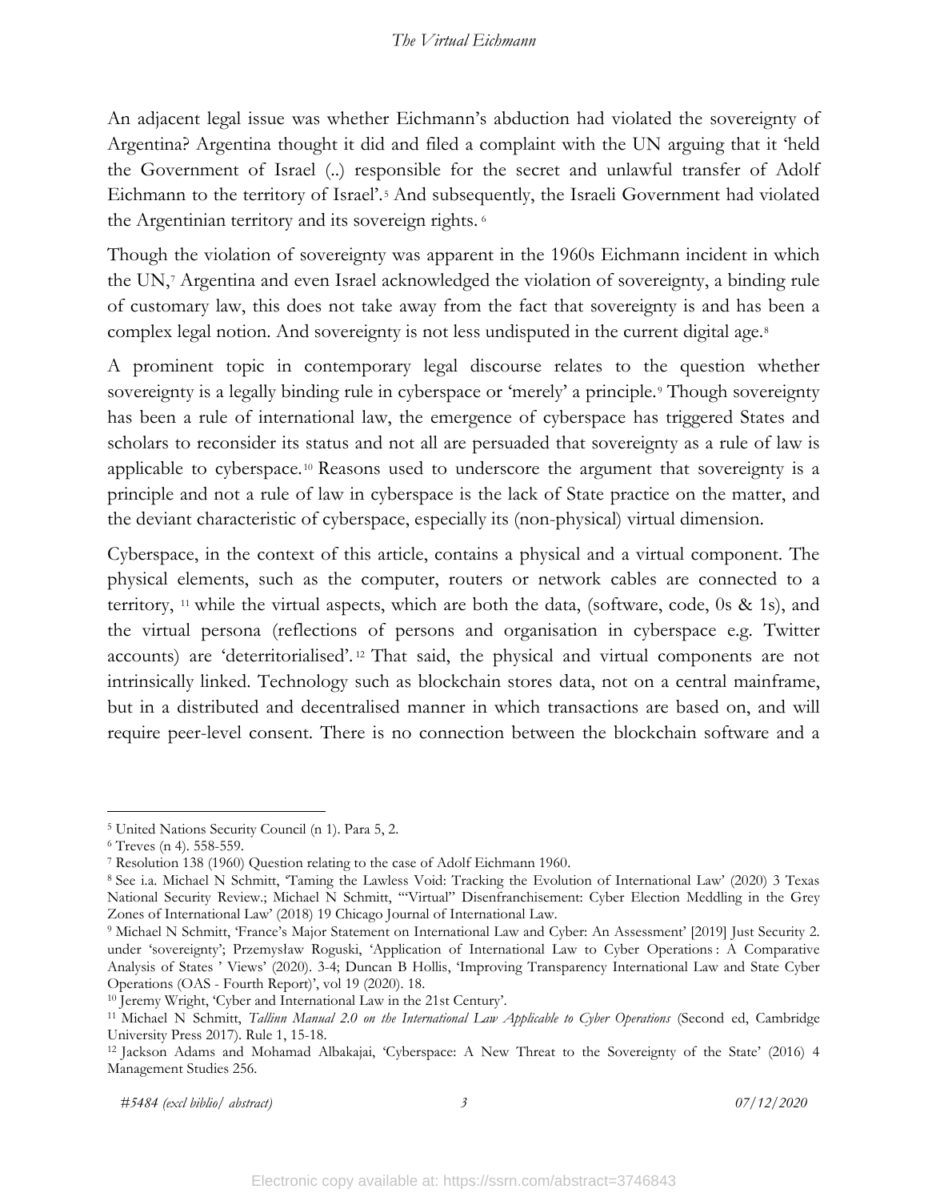An adjacent legal issue was whether Eichmann's abduction had violated the sovereignty of Argentina? Argentina thought it did and filed a complaint with the UN arguing that it 'held the Government of Israel (..) responsible for the secret and unlawful transfer of Adolf Eichmann to the territory of Israel'.[5] And subsequently, the Israeli Government had violated the Argentinian territory and its sovereign rights.[6]

Though the violation of sovereignty was apparent in the 1960s Eichmann incident in which the UN,[7] Argentina and even Israel acknowledged the violation of sovereignty, a binding rule of customary law, this does not take away from the fact that sovereignty is and has been a complex legal notion. And sovereignty is not less undisputed in the current digital age.[8]

A prominent topic in contemporary legal discourse relates to the question whether sovereignty is a legally binding rule in cyberspace or 'merely' a principle.[9] Though sovereignty has been a rule of international law, the emergence of cyberspace has triggered States and scholars to reconsider its status and not all are persuaded that sovereignty as a rule of law is applicable to cyberspace.[10] Reasons used to underscore the argument that sovereignty is a principle and not a rule of law in cyberspace is the lack of State practice on the matter, and the deviant characteristic of cyberspace, especially its (non-physical) virtual dimension.

Cyberspace, in the context of this article, contains a physical and a virtual component. The physical elements, such as the computer, routers or network cables are connected to a territory,[11] while the virtual aspects, which are both the data, (software, code, 0s & 1s), and the virtual persona (reflections of persons and organisation in cyberspace e.g. Twitter accounts) are 'deterritorialised'.[12] That said, the physical and virtual components are not intrinsically linked. Technology such as blockchain stores data, not on a central mainframe, but in a distributed and decentralised manner in which transactions are based on, and will require peer-level consent. There is no connection between the blockchain software and a

---

[5] United Nations Security Council (n 1). Para 5, 2.

[6] Treves (n 4). 558-559.

[7] Resolution 138 (1960) Question relating to the case of Adolf Eichmann 1960.

[8] See i.a. Michael N Schmitt, 'Taming the Lawless Void: Tracking the Evolution of International Law' (2020) 3 Texas National Security Review.; Michael N Schmitt, '"Virtual" Disenfranchisement: Cyber Election Meddling in the Grey Zones of International Law' (2018) 19 Chicago Journal of International Law.

[9] Michael N Schmitt, 'France's Major Statement on International Law and Cyber: An Assessment' [2019] Just Security 2. under 'sovereignty'; Przemysław Roguski, 'Application of International Law to Cyber Operations : A Comparative Analysis of States ' Views' (2020). 3-4; Duncan B Hollis, 'Improving Transparency International Law and State Cyber Operations (OAS - Fourth Report)', vol 19 (2020). 18.

[10] Jeremy Wright, 'Cyber and International Law in the 21st Century'.

[11] Michael N Schmitt, *Tallinn Manual 2.0 on the International Law Applicable to Cyber Operations* (Second ed, Cambridge University Press 2017). Rule 1, 15-18.

[12] Jackson Adams and Mohamad Albakajai, 'Cyberspace: A New Threat to the Sovereignty of the State' (2016) 4 Management Studies 256.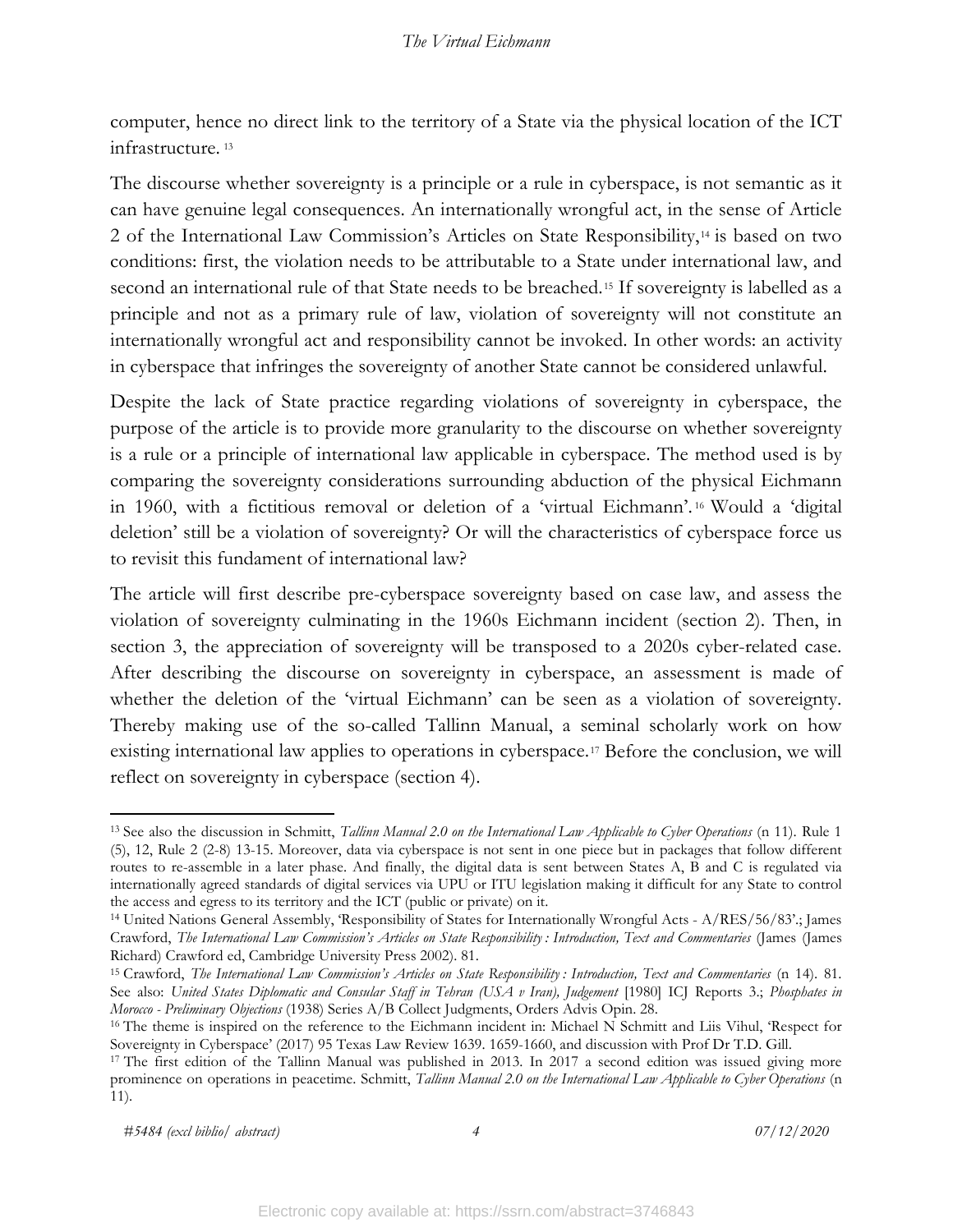computer, hence no direct link to the territory of a State via the physical location of the ICT infrastructure. [13]

The discourse whether sovereignty is a principle or a rule in cyberspace, is not semantic as it can have genuine legal consequences. An internationally wrongful act, in the sense of Article 2 of the International Law Commission's Articles on State Responsibility,[14] is based on two conditions: first, the violation needs to be attributable to a State under international law, and second an international rule of that State needs to be breached.[15] If sovereignty is labelled as a principle and not as a primary rule of law, violation of sovereignty will not constitute an internationally wrongful act and responsibility cannot be invoked. In other words: an activity in cyberspace that infringes the sovereignty of another State cannot be considered unlawful.

Despite the lack of State practice regarding violations of sovereignty in cyberspace, the purpose of the article is to provide more granularity to the discourse on whether sovereignty is a rule or a principle of international law applicable in cyberspace. The method used is by comparing the sovereignty considerations surrounding abduction of the physical Eichmann in 1960, with a fictitious removal or deletion of a 'virtual Eichmann'.[16] Would a 'digital deletion' still be a violation of sovereignty? Or will the characteristics of cyberspace force us to revisit this fundament of international law?

The article will first describe pre-cyberspace sovereignty based on case law, and assess the violation of sovereignty culminating in the 1960s Eichmann incident (section 2). Then, in section 3, the appreciation of sovereignty will be transposed to a 2020s cyber-related case. After describing the discourse on sovereignty in cyberspace, an assessment is made of whether the deletion of the 'virtual Eichmann' can be seen as a violation of sovereignty. Thereby making use of the so-called Tallinn Manual, a seminal scholarly work on how existing international law applies to operations in cyberspace.[17] Before the conclusion, we will reflect on sovereignty in cyberspace (section 4).

---

[13] See also the discussion in Schmitt, *Tallinn Manual 2.0 on the International Law Applicable to Cyber Operations* (n 11). Rule 1 (5), 12, Rule 2 (2-8) 13-15. Moreover, data via cyberspace is not sent in one piece but in packages that follow different routes to re-assemble in a later phase. And finally, the digital data is sent between States A, B and C is regulated via internationally agreed standards of digital services via UPU or ITU legislation making it difficult for any State to control the access and egress to its territory and the ICT (public or private) on it.

[14] United Nations General Assembly, 'Responsibility of States for Internationally Wrongful Acts - A/RES/56/83'.; James Crawford, *The International Law Commission's Articles on State Responsibility : Introduction, Text and Commentaries* (James (James Richard) Crawford ed, Cambridge University Press 2002). 81.

[15] Crawford, *The International Law Commission's Articles on State Responsibility : Introduction, Text and Commentaries* (n 14). 81. See also: *United States Diplomatic and Consular Staff in Tehran (USA v Iran), Judgement* [1980] ICJ Reports 3.; *Phosphates in Morocco - Preliminary Objections* (1938) Series A/B Collect Judgments, Orders Advis Opin. 28.

[16] The theme is inspired on the reference to the Eichmann incident in: Michael N Schmitt and Liis Vihul, 'Respect for Sovereignty in Cyberspace' (2017) 95 Texas Law Review 1639. 1659-1660, and discussion with Prof Dr T.D. Gill.

[17] The first edition of the Tallinn Manual was published in 2013. In 2017 a second edition was issued giving more prominence on operations in peacetime. Schmitt, *Tallinn Manual 2.0 on the International Law Applicable to Cyber Operations* (n 11).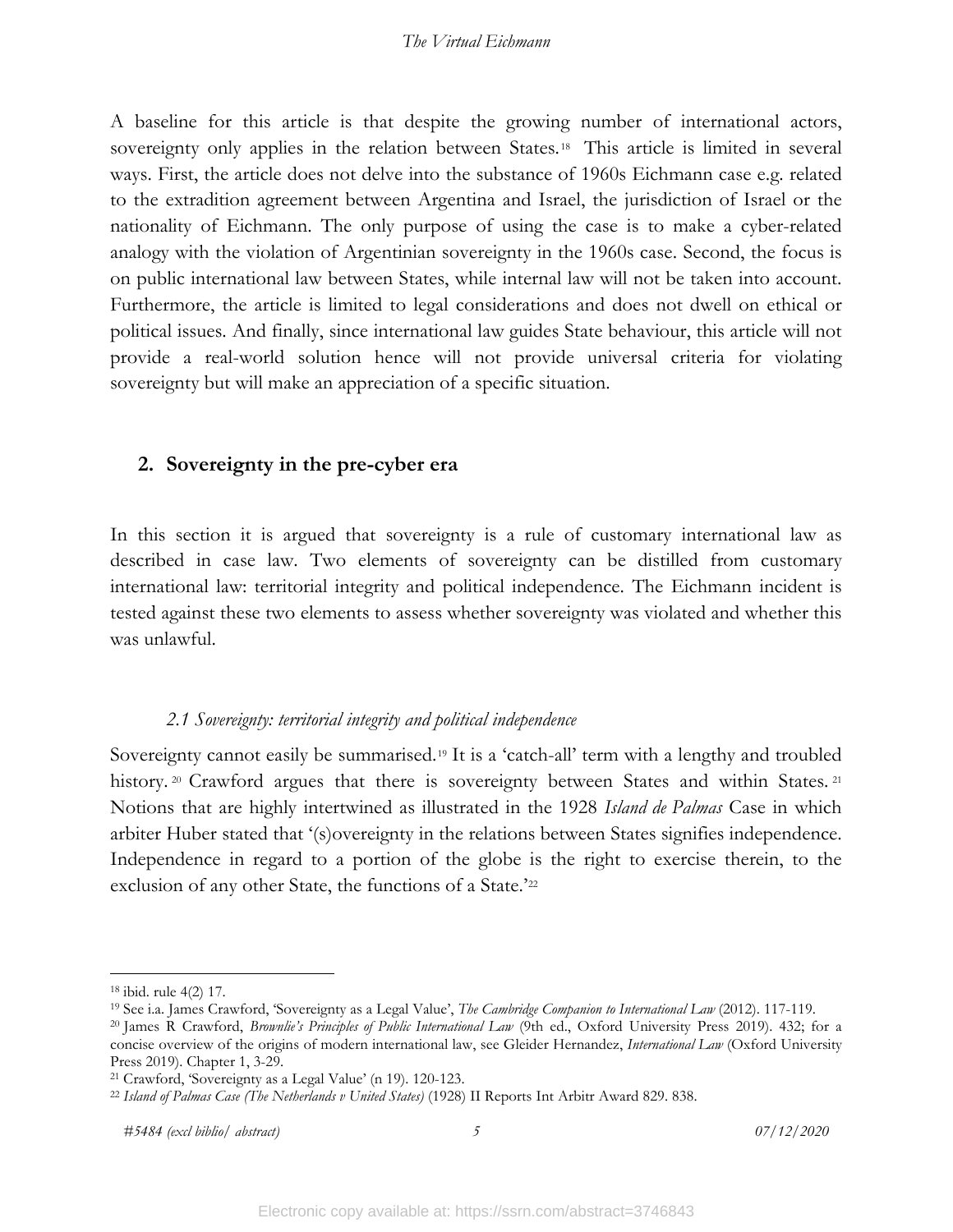A baseline for this article is that despite the growing number of international actors, sovereignty only applies in the relation between States.[18] This article is limited in several ways. First, the article does not delve into the substance of 1960s Eichmann case e.g. related to the extradition agreement between Argentina and Israel, the jurisdiction of Israel or the nationality of Eichmann. The only purpose of using the case is to make a cyber-related analogy with the violation of Argentinian sovereignty in the 1960s case. Second, the focus is on public international law between States, while internal law will not be taken into account. Furthermore, the article is limited to legal considerations and does not dwell on ethical or political issues. And finally, since international law guides State behaviour, this article will not provide a real-world solution hence will not provide universal criteria for violating sovereignty but will make an appreciation of a specific situation.

## 2. Sovereignty in the pre-cyber era

In this section it is argued that sovereignty is a rule of customary international law as described in case law. Two elements of sovereignty can be distilled from customary international law: territorial integrity and political independence. The Eichmann incident is tested against these two elements to assess whether sovereignty was violated and whether this was unlawful.

### *2.1 Sovereignty: territorial integrity and political independence*

Sovereignty cannot easily be summarised.[19] It is a 'catch-all' term with a lengthy and troubled history.[20] Crawford argues that there is sovereignty between States and within States.[21] Notions that are highly intertwined as illustrated in the 1928 *Island de Palmas* Case in which arbiter Huber stated that '(s)overeignty in the relations between States signifies independence. Independence in regard to a portion of the globe is the right to exercise therein, to the exclusion of any other State, the functions of a State.'[22]

---

[18] ibid. rule 4(2) 17.

[19] See i.a. James Crawford, 'Sovereignty as a Legal Value', *The Cambridge Companion to International Law* (2012). 117-119.

[20] James R Crawford, *Brownlie's Principles of Public International Law* (9th ed., Oxford University Press 2019). 432; for a concise overview of the origins of modern international law, see Gleider Hernandez, *International Law* (Oxford University Press 2019). Chapter 1, 3-29.

[21] Crawford, 'Sovereignty as a Legal Value' (n 19). 120-123.

[22] *Island of Palmas Case (The Netherlands v United States)* (1928) II Reports Int Arbitr Award 829. 838.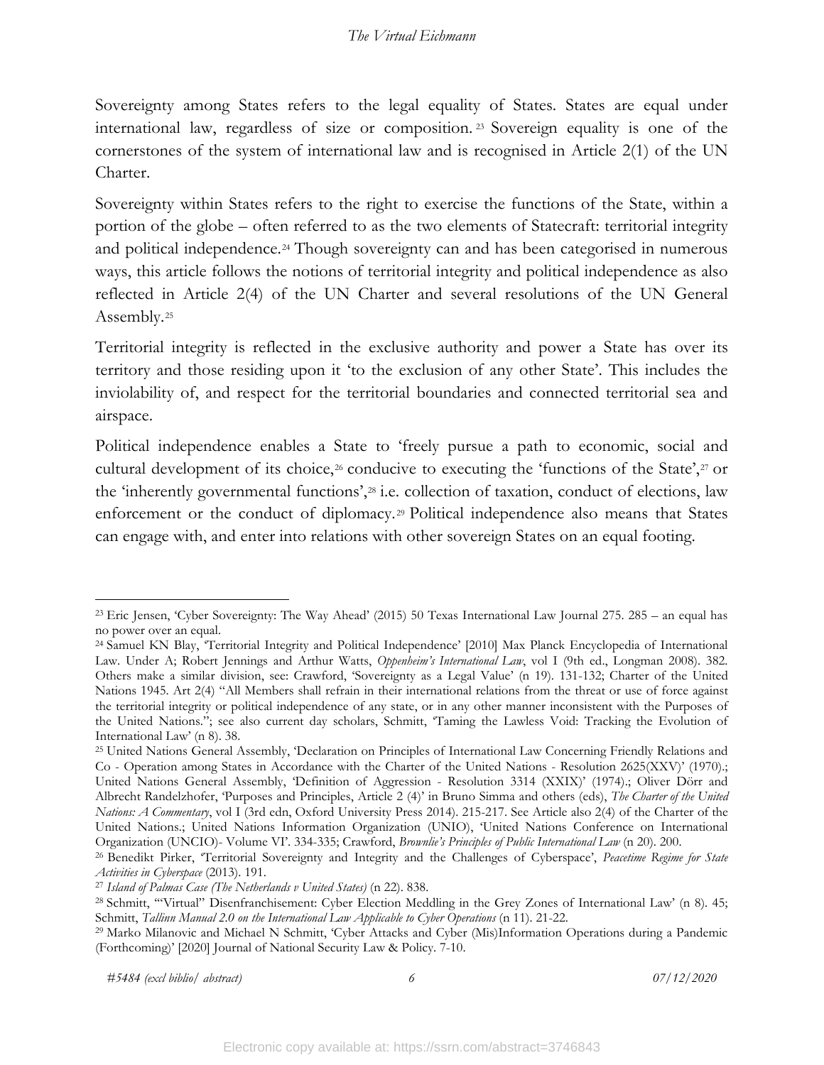Sovereignty among States refers to the legal equality of States. States are equal under international law, regardless of size or composition.[23] Sovereign equality is one of the cornerstones of the system of international law and is recognised in Article 2(1) of the UN Charter.

Sovereignty within States refers to the right to exercise the functions of the State, within a portion of the globe – often referred to as the two elements of Statecraft: territorial integrity and political independence.[24] Though sovereignty can and has been categorised in numerous ways, this article follows the notions of territorial integrity and political independence as also reflected in Article 2(4) of the UN Charter and several resolutions of the UN General Assembly.[25]

Territorial integrity is reflected in the exclusive authority and power a State has over its territory and those residing upon it 'to the exclusion of any other State'. This includes the inviolability of, and respect for the territorial boundaries and connected territorial sea and airspace.

Political independence enables a State to 'freely pursue a path to economic, social and cultural development of its choice,[26] conducive to executing the 'functions of the State',[27] or the 'inherently governmental functions',[28] i.e. collection of taxation, conduct of elections, law enforcement or the conduct of diplomacy.[29] Political independence also means that States can engage with, and enter into relations with other sovereign States on an equal footing.

---

[23] Eric Jensen, 'Cyber Sovereignty: The Way Ahead' (2015) 50 Texas International Law Journal 275. 285 – an equal has no power over an equal.

[24] Samuel KN Blay, 'Territorial Integrity and Political Independence' [2010] Max Planck Encyclopedia of International Law. Under A; Robert Jennings and Arthur Watts, *Oppenheim's International Law*, vol I (9th ed., Longman 2008). 382. Others make a similar division, see: Crawford, 'Sovereignty as a Legal Value' (n 19). 131-132; Charter of the United Nations 1945. Art 2(4) "All Members shall refrain in their international relations from the threat or use of force against the territorial integrity or political independence of any state, or in any other manner inconsistent with the Purposes of the United Nations."; see also current day scholars, Schmitt, 'Taming the Lawless Void: Tracking the Evolution of International Law' (n 8). 38.

[25] United Nations General Assembly, 'Declaration on Principles of International Law Concerning Friendly Relations and Co - Operation among States in Accordance with the Charter of the United Nations - Resolution 2625(XXV)' (1970).; United Nations General Assembly, 'Definition of Aggression - Resolution 3314 (XXIX)' (1974).; Oliver Dörr and Albrecht Randelzhofer, 'Purposes and Principles, Article 2 (4)' in Bruno Simma and others (eds), *The Charter of the United Nations: A Commentary*, vol I (3rd edn, Oxford University Press 2014). 215-217. See Article also 2(4) of the Charter of the United Nations.; United Nations Information Organization (UNIO), 'United Nations Conference on International Organization (UNCIO)- Volume VI'. 334-335; Crawford, *Brownlie's Principles of Public International Law* (n 20). 200.

[26] Benedikt Pirker, 'Territorial Sovereignty and Integrity and the Challenges of Cyberspace', *Peacetime Regime for State Activities in Cyberspace* (2013). 191.

[27] *Island of Palmas Case (The Netherlands v United States)* (n 22). 838.

[28] Schmitt, '"Virtual" Disenfranchisement: Cyber Election Meddling in the Grey Zones of International Law' (n 8). 45; Schmitt, *Tallinn Manual 2.0 on the International Law Applicable to Cyber Operations* (n 11). 21-22.

[29] Marko Milanovic and Michael N Schmitt, 'Cyber Attacks and Cyber (Mis)Information Operations during a Pandemic (Forthcoming)' [2020] Journal of National Security Law & Policy. 7-10.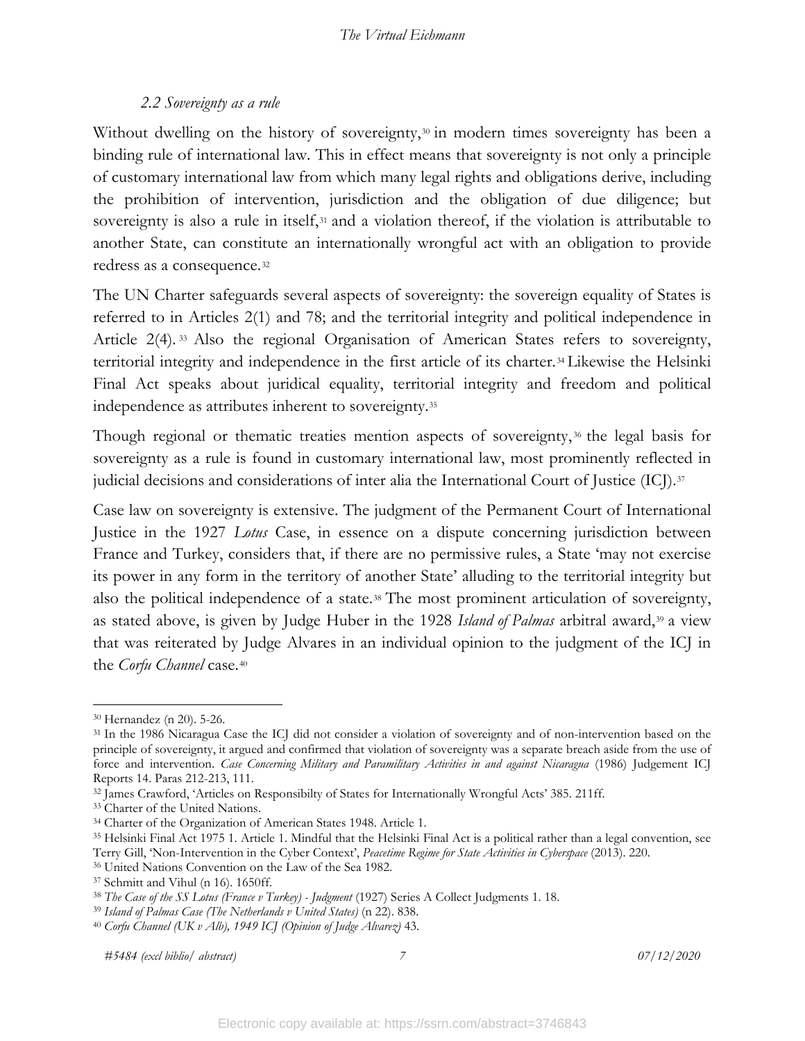### *2.2 Sovereignty as a rule*

Without dwelling on the history of sovereignty,[30] in modern times sovereignty has been a binding rule of international law. This in effect means that sovereignty is not only a principle of customary international law from which many legal rights and obligations derive, including the prohibition of intervention, jurisdiction and the obligation of due diligence; but sovereignty is also a rule in itself,[31] and a violation thereof, if the violation is attributable to another State, can constitute an internationally wrongful act with an obligation to provide redress as a consequence.[32]

The UN Charter safeguards several aspects of sovereignty: the sovereign equality of States is referred to in Articles 2(1) and 78; and the territorial integrity and political independence in Article 2(4).[33] Also the regional Organisation of American States refers to sovereignty, territorial integrity and independence in the first article of its charter.[34] Likewise the Helsinki Final Act speaks about juridical equality, territorial integrity and freedom and political independence as attributes inherent to sovereignty.[35]

Though regional or thematic treaties mention aspects of sovereignty,[36] the legal basis for sovereignty as a rule is found in customary international law, most prominently reflected in judicial decisions and considerations of inter alia the International Court of Justice (ICJ).[37]

Case law on sovereignty is extensive. The judgment of the Permanent Court of International Justice in the 1927 *Lotus* Case, in essence on a dispute concerning jurisdiction between France and Turkey, considers that, if there are no permissive rules, a State 'may not exercise its power in any form in the territory of another State' alluding to the territorial integrity but also the political independence of a state.[38] The most prominent articulation of sovereignty, as stated above, is given by Judge Huber in the 1928 *Island of Palmas* arbitral award,[39] a view that was reiterated by Judge Alvares in an individual opinion to the judgment of the ICJ in the *Corfu Channel* case.[40]

---

[30] Hernandez (n 20). 5-26.

[31] In the 1986 Nicaragua Case the ICJ did not consider a violation of sovereignty and of non-intervention based on the principle of sovereignty, it argued and confirmed that violation of sovereignty was a separate breach aside from the use of force and intervention. *Case Concerning Military and Paramilitary Activities in and against Nicaragua* (1986) Judgement ICJ Reports 14. Paras 212-213, 111.

[32] James Crawford, 'Articles on Responsibilty of States for Internationally Wrongful Acts' 385. 211ff.

[33] Charter of the United Nations.

[34] Charter of the Organization of American States 1948. Article 1.

[35] Helsinki Final Act 1975 1. Article 1. Mindful that the Helsinki Final Act is a political rather than a legal convention, see Terry Gill, 'Non-Intervention in the Cyber Context', *Peacetime Regime for State Activities in Cyberspace* (2013). 220.

[36] United Nations Convention on the Law of the Sea 1982.

[37] Schmitt and Vihul (n 16). 1650ff.

[38] *The Case of the SS Lotus (France v Turkey) - Judgment* (1927) Series A Collect Judgments 1. 18.

[39] *Island of Palmas Case (The Netherlands v United States)* (n 22). 838.

[40] *Corfu Channel (UK v Alb), 1949 ICJ (Opinion of Judge Alvarez)* 43.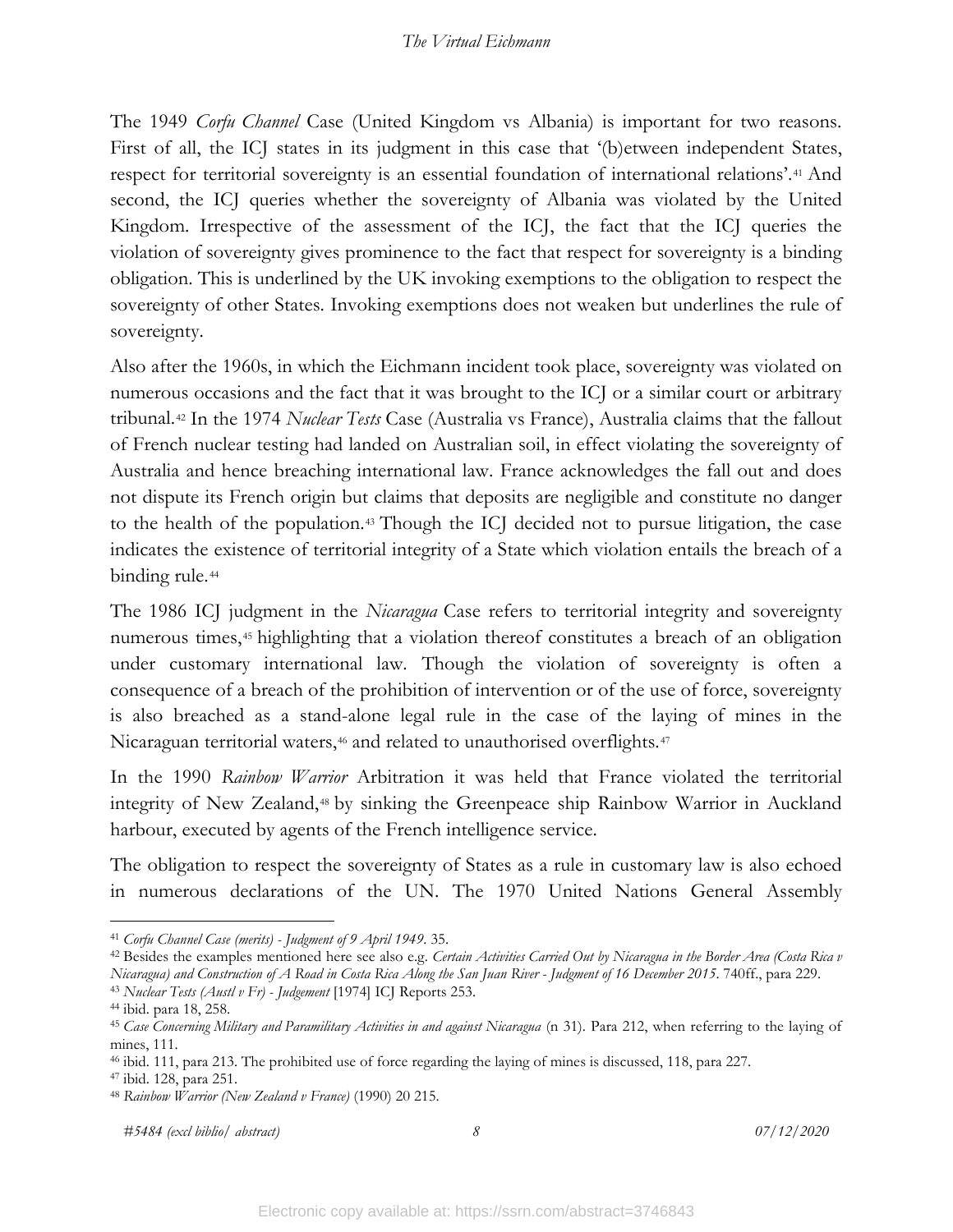The 1949 *Corfu Channel* Case (United Kingdom vs Albania) is important for two reasons. First of all, the ICJ states in its judgment in this case that '(b)etween independent States, respect for territorial sovereignty is an essential foundation of international relations'.[41] And second, the ICJ queries whether the sovereignty of Albania was violated by the United Kingdom. Irrespective of the assessment of the ICJ, the fact that the ICJ queries the violation of sovereignty gives prominence to the fact that respect for sovereignty is a binding obligation. This is underlined by the UK invoking exemptions to the obligation to respect the sovereignty of other States. Invoking exemptions does not weaken but underlines the rule of sovereignty.

Also after the 1960s, in which the Eichmann incident took place, sovereignty was violated on numerous occasions and the fact that it was brought to the ICJ or a similar court or arbitrary tribunal.[42] In the 1974 *Nuclear Tests* Case (Australia vs France), Australia claims that the fallout of French nuclear testing had landed on Australian soil, in effect violating the sovereignty of Australia and hence breaching international law. France acknowledges the fall out and does not dispute its French origin but claims that deposits are negligible and constitute no danger to the health of the population.[43] Though the ICJ decided not to pursue litigation, the case indicates the existence of territorial integrity of a State which violation entails the breach of a binding rule.[44]

The 1986 ICJ judgment in the *Nicaragua* Case refers to territorial integrity and sovereignty numerous times,[45] highlighting that a violation thereof constitutes a breach of an obligation under customary international law. Though the violation of sovereignty is often a consequence of a breach of the prohibition of intervention or of the use of force, sovereignty is also breached as a stand-alone legal rule in the case of the laying of mines in the Nicaraguan territorial waters,[46] and related to unauthorised overflights.[47]

In the 1990 *Rainbow Warrior* Arbitration it was held that France violated the territorial integrity of New Zealand,[48] by sinking the Greenpeace ship Rainbow Warrior in Auckland harbour, executed by agents of the French intelligence service.

The obligation to respect the sovereignty of States as a rule in customary law is also echoed in numerous declarations of the UN. The 1970 United Nations General Assembly

---

[41] *Corfu Channel Case (merits) - Judgment of 9 April 1949.* 35.

[42] Besides the examples mentioned here see also e.g. *Certain Activities Carried Out by Nicaragua in the Border Area (Costa Rica v Nicaragua) and Construction of A Road in Costa Rica Along the San Juan River - Judgment of 16 December 2015.* 740ff., para 229.

[43] *Nuclear Tests (Austl v Fr) - Judgement* [1974] ICJ Reports 253.

[44] ibid. para 18, 258.

[45] *Case Concerning Military and Paramilitary Activities in and against Nicaragua* (n 31). Para 212, when referring to the laying of mines, 111.

[46] ibid. 111, para 213. The prohibited use of force regarding the laying of mines is discussed, 118, para 227.

[47] ibid. 128, para 251.

[48] *Rainbow Warrior (New Zealand v France)* (1990) 20 215.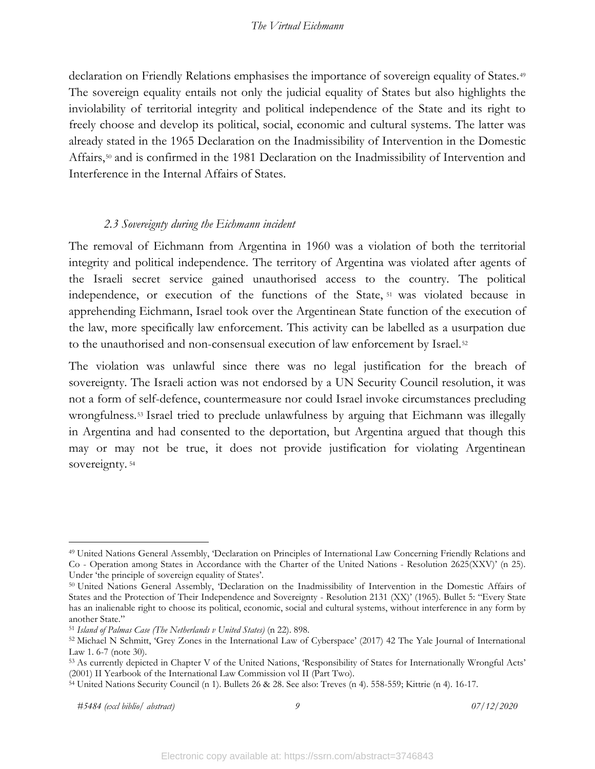declaration on Friendly Relations emphasises the importance of sovereign equality of States.[49] The sovereign equality entails not only the judicial equality of States but also highlights the inviolability of territorial integrity and political independence of the State and its right to freely choose and develop its political, social, economic and cultural systems. The latter was already stated in the 1965 Declaration on the Inadmissibility of Intervention in the Domestic Affairs,[50] and is confirmed in the 1981 Declaration on the Inadmissibility of Intervention and Interference in the Internal Affairs of States.

### *2.3 Sovereignty during the Eichmann incident*

The removal of Eichmann from Argentina in 1960 was a violation of both the territorial integrity and political independence. The territory of Argentina was violated after agents of the Israeli secret service gained unauthorised access to the country. The political independence, or execution of the functions of the State,[51] was violated because in apprehending Eichmann, Israel took over the Argentinean State function of the execution of the law, more specifically law enforcement. This activity can be labelled as a usurpation due to the unauthorised and non-consensual execution of law enforcement by Israel.[52]

The violation was unlawful since there was no legal justification for the breach of sovereignty. The Israeli action was not endorsed by a UN Security Council resolution, it was not a form of self-defence, countermeasure nor could Israel invoke circumstances precluding wrongfulness.[53] Israel tried to preclude unlawfulness by arguing that Eichmann was illegally in Argentina and had consented to the deportation, but Argentina argued that though this may or may not be true, it does not provide justification for violating Argentinean sovereignty.[54]

---

[49] United Nations General Assembly, 'Declaration on Principles of International Law Concerning Friendly Relations and Co - Operation among States in Accordance with the Charter of the United Nations - Resolution 2625(XXV)' (n 25). Under 'the principle of sovereign equality of States'.

[50] United Nations General Assembly, 'Declaration on the Inadmissibility of Intervention in the Domestic Affairs of States and the Protection of Their Independence and Sovereignty - Resolution 2131 (XX)' (1965). Bullet 5: "Every State has an inalienable right to choose its political, economic, social and cultural systems, without interference in any form by another State."

[51] *Island of Palmas Case (The Netherlands v United States)* (n 22). 898.

[52] Michael N Schmitt, 'Grey Zones in the International Law of Cyberspace' (2017) 42 The Yale Journal of International Law 1. 6-7 (note 30).

[53] As currently depicted in Chapter V of the United Nations, 'Responsibility of States for Internationally Wrongful Acts' (2001) II Yearbook of the International Law Commission vol II (Part Two).

[54] United Nations Security Council (n 1). Bullets 26 & 28. See also: Treves (n 4). 558-559; Kittrie (n 4). 16-17.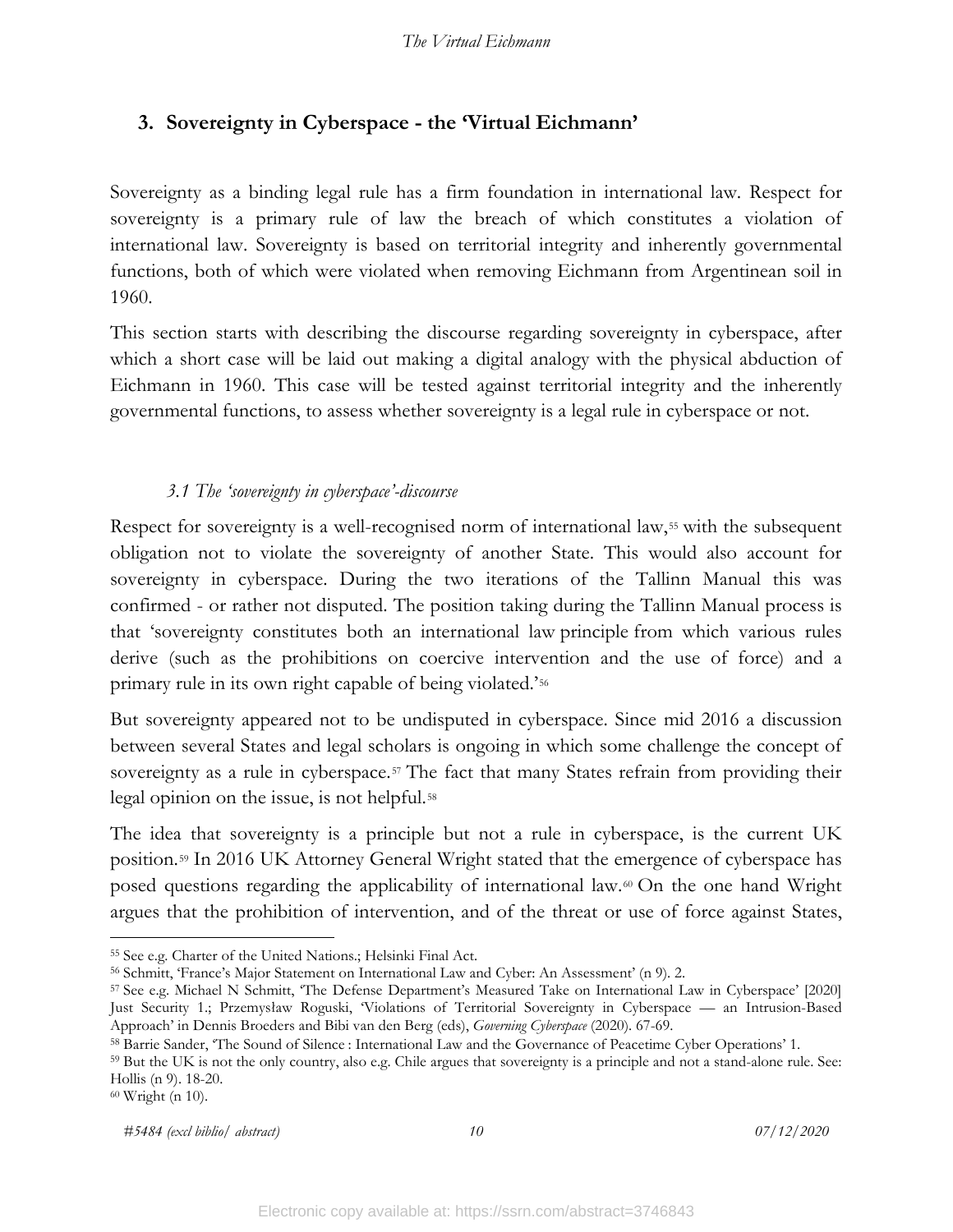## 3. Sovereignty in Cyberspace - the 'Virtual Eichmann'

Sovereignty as a binding legal rule has a firm foundation in international law. Respect for sovereignty is a primary rule of law the breach of which constitutes a violation of international law. Sovereignty is based on territorial integrity and inherently governmental functions, both of which were violated when removing Eichmann from Argentinean soil in 1960.

This section starts with describing the discourse regarding sovereignty in cyberspace, after which a short case will be laid out making a digital analogy with the physical abduction of Eichmann in 1960. This case will be tested against territorial integrity and the inherently governmental functions, to assess whether sovereignty is a legal rule in cyberspace or not.

### *3.1 The 'sovereignty in cyberspace'-discourse*

Respect for sovereignty is a well-recognised norm of international law,[55] with the subsequent obligation not to violate the sovereignty of another State. This would also account for sovereignty in cyberspace. During the two iterations of the Tallinn Manual this was confirmed - or rather not disputed. The position taking during the Tallinn Manual process is that 'sovereignty constitutes both an international law principle from which various rules derive (such as the prohibitions on coercive intervention and the use of force) and a primary rule in its own right capable of being violated.'[56]

But sovereignty appeared not to be undisputed in cyberspace. Since mid 2016 a discussion between several States and legal scholars is ongoing in which some challenge the concept of sovereignty as a rule in cyberspace.[57] The fact that many States refrain from providing their legal opinion on the issue, is not helpful.[58]

The idea that sovereignty is a principle but not a rule in cyberspace, is the current UK position.[59] In 2016 UK Attorney General Wright stated that the emergence of cyberspace has posed questions regarding the applicability of international law.[60] On the one hand Wright argues that the prohibition of intervention, and of the threat or use of force against States,

---

[55] See e.g. Charter of the United Nations.; Helsinki Final Act.

[56] Schmitt, 'France's Major Statement on International Law and Cyber: An Assessment' (n 9). 2.

[57] See e.g. Michael N Schmitt, 'The Defense Department's Measured Take on International Law in Cyberspace' [2020] Just Security 1.; Przemysław Roguski, 'Violations of Territorial Sovereignty in Cyberspace — an Intrusion-Based Approach' in Dennis Broeders and Bibi van den Berg (eds), *Governing Cyberspace* (2020). 67-69.

[58] Barrie Sander, 'The Sound of Silence : International Law and the Governance of Peacetime Cyber Operations' 1.

[59] But the UK is not the only country, also e.g. Chile argues that sovereignty is a principle and not a stand-alone rule. See: Hollis (n 9). 18-20.

[60] Wright (n 10).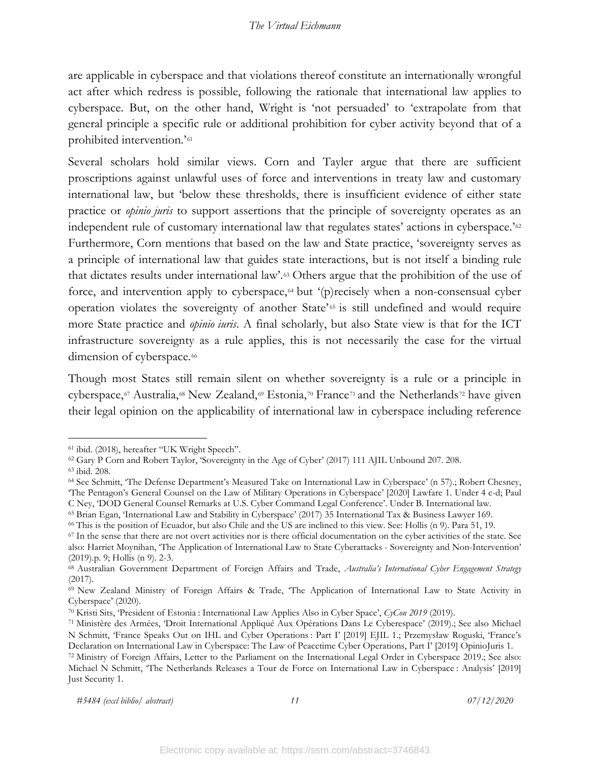are applicable in cyberspace and that violations thereof constitute an internationally wrongful act after which redress is possible, following the rationale that international law applies to cyberspace. But, on the other hand, Wright is 'not persuaded' to 'extrapolate from that general principle a specific rule or additional prohibition for cyber activity beyond that of a prohibited intervention.'[61]

Several scholars hold similar views. Corn and Tayler argue that there are sufficient proscriptions against unlawful uses of force and interventions in treaty law and customary international law, but 'below these thresholds, there is insufficient evidence of either state practice or *opinio juris* to support assertions that the principle of sovereignty operates as an independent rule of customary international law that regulates states' actions in cyberspace.'[62] Furthermore, Corn mentions that based on the law and State practice, 'sovereignty serves as a principle of international law that guides state interactions, but is not itself a binding rule that dictates results under international law'.[63] Others argue that the prohibition of the use of force, and intervention apply to cyberspace,[64] but '(p)recisely when a non-consensual cyber operation violates the sovereignty of another State'[65] is still undefined and would require more State practice and *opinio iuris*. A final scholarly, but also State view is that for the ICT infrastructure sovereignty as a rule applies, this is not necessarily the case for the virtual dimension of cyberspace.[66]

Though most States still remain silent on whether sovereignty is a rule or a principle in cyberspace,[67] Australia,[68] New Zealand,[69] Estonia,[70] France[71] and the Netherlands[72] have given their legal opinion on the applicability of international law in cyberspace including reference

---

[61] ibid. (2018), hereafter "UK Wright Speech".

[62] Gary P Corn and Robert Taylor, 'Sovereignty in the Age of Cyber' (2017) 111 AJIL Unbound 207. 208.

[63] ibid. 208.

[64] See Schmitt, 'The Defense Department's Measured Take on International Law in Cyberspace' (n 57).; Robert Chesney, 'The Pentagon's General Counsel on the Law of Military Operations in Cyberspace' [2020] Lawfare 1. Under 4 c-d; Paul C Ney, 'DOD General Counsel Remarks at U.S. Cyber Command Legal Conference'. Under B. International law.

[65] Brian Egan, 'International Law and Stability in Cyberspace' (2017) 35 International Tax & Business Lawyer 169.

[66] This is the position of Ecuador, but also Chile and the US are inclined to this view. See: Hollis (n 9). Para 51, 19.

[67] In the sense that there are not overt activities nor is there official documentation on the cyber activities of the state. See also: Harriet Moynihan, 'The Application of International Law to State Cyberattacks - Sovereignty and Non-Intervention' (2019).p. 9; Hollis (n 9). 2-3.

[68] Australian Government Department of Foreign Affairs and Trade, *Australia's International Cyber Engagement Strategy* (2017).

[69] New Zealand Ministry of Foreign Affairs & Trade, 'The Application of International Law to State Activity in Cyberspace' (2020).

[70] Kristi Sits, 'President of Estonia : International Law Applies Also in Cyber Space', *CyCon 2019* (2019).

[71] Ministère des Armées, 'Droit International Appliqué Aux Opérations Dans Le Cyberespace' (2019).; See also Michael N Schmitt, 'France Speaks Out on IHL and Cyber Operations : Part I' [2019] EJIL 1.; Przemysław Roguski, 'France's Declaration on International Law in Cyberspace: The Law of Peacetime Cyber Operations, Part I' [2019] OpinioJuris 1.

[72] Ministry of Foreign Affairs, Letter to the Parliament on the International Legal Order in Cyberspace 2019.; See also: Michael N Schmitt, 'The Netherlands Releases a Tour de Force on International Law in Cyberspace : Analysis' [2019] Just Security 1.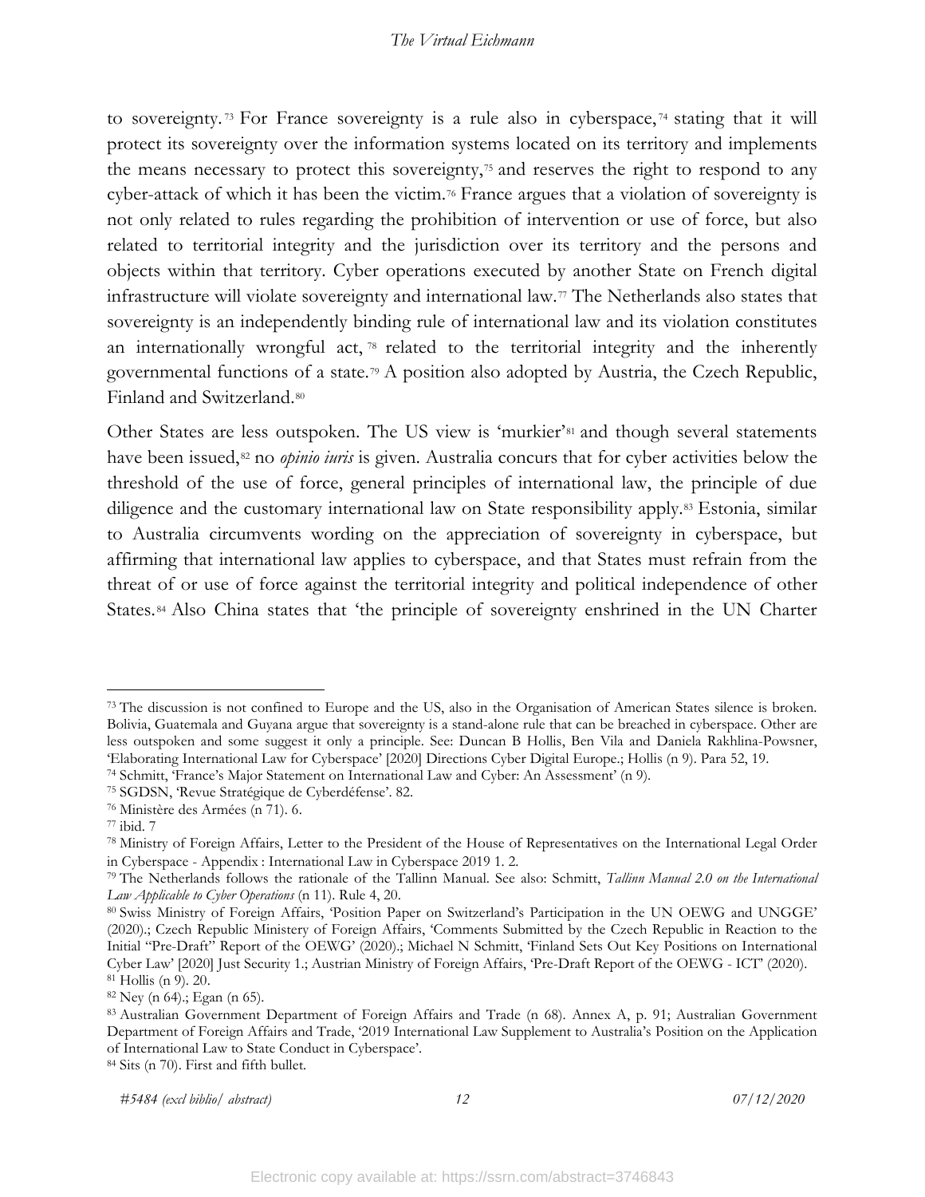to sovereignty.[73] For France sovereignty is a rule also in cyberspace,[74] stating that it will protect its sovereignty over the information systems located on its territory and implements the means necessary to protect this sovereignty,[75] and reserves the right to respond to any cyber-attack of which it has been the victim.[76] France argues that a violation of sovereignty is not only related to rules regarding the prohibition of intervention or use of force, but also related to territorial integrity and the jurisdiction over its territory and the persons and objects within that territory. Cyber operations executed by another State on French digital infrastructure will violate sovereignty and international law.[77] The Netherlands also states that sovereignty is an independently binding rule of international law and its violation constitutes an internationally wrongful act,[78] related to the territorial integrity and the inherently governmental functions of a state.[79] A position also adopted by Austria, the Czech Republic, Finland and Switzerland.[80]

Other States are less outspoken. The US view is 'murkier'[81] and though several statements have been issued,[82] no *opinio iuris* is given. Australia concurs that for cyber activities below the threshold of the use of force, general principles of international law, the principle of due diligence and the customary international law on State responsibility apply.[83] Estonia, similar to Australia circumvents wording on the appreciation of sovereignty in cyberspace, but affirming that international law applies to cyberspace, and that States must refrain from the threat of or use of force against the territorial integrity and political independence of other States.[84] Also China states that 'the principle of sovereignty enshrined in the UN Charter

---

[73] The discussion is not confined to Europe and the US, also in the Organisation of American States silence is broken. Bolivia, Guatemala and Guyana argue that sovereignty is a stand-alone rule that can be breached in cyberspace. Other are less outspoken and some suggest it only a principle. See: Duncan B Hollis, Ben Vila and Daniela Rakhlina-Powsner, 'Elaborating International Law for Cyberspace' [2020] Directions Cyber Digital Europe.; Hollis (n 9). Para 52, 19.

[74] Schmitt, 'France's Major Statement on International Law and Cyber: An Assessment' (n 9).

[75] SGDSN, 'Revue Stratégique de Cyberdéfense'. 82.

[76] Ministère des Armées (n 71). 6.

[77] ibid. 7

[78] Ministry of Foreign Affairs, Letter to the President of the House of Representatives on the International Legal Order in Cyberspace - Appendix : International Law in Cyberspace 2019 1. 2.

[79] The Netherlands follows the rationale of the Tallinn Manual. See also: Schmitt, *Tallinn Manual 2.0 on the International Law Applicable to Cyber Operations* (n 11). Rule 4, 20.

[80] Swiss Ministry of Foreign Affairs, 'Position Paper on Switzerland's Participation in the UN OEWG and UNGGE' (2020).; Czech Republic Ministery of Foreign Affairs, 'Comments Submitted by the Czech Republic in Reaction to the Initial "Pre-Draft" Report of the OEWG' (2020).; Michael N Schmitt, 'Finland Sets Out Key Positions on International Cyber Law' [2020] Just Security 1.; Austrian Ministry of Foreign Affairs, 'Pre-Draft Report of the OEWG - ICT' (2020).

[81] Hollis (n 9). 20.

[82] Ney (n 64).; Egan (n 65).

[83] Australian Government Department of Foreign Affairs and Trade (n 68). Annex A, p. 91; Australian Government Department of Foreign Affairs and Trade, '2019 International Law Supplement to Australia's Position on the Application of International Law to State Conduct in Cyberspace'.

[84] Sits (n 70). First and fifth bullet.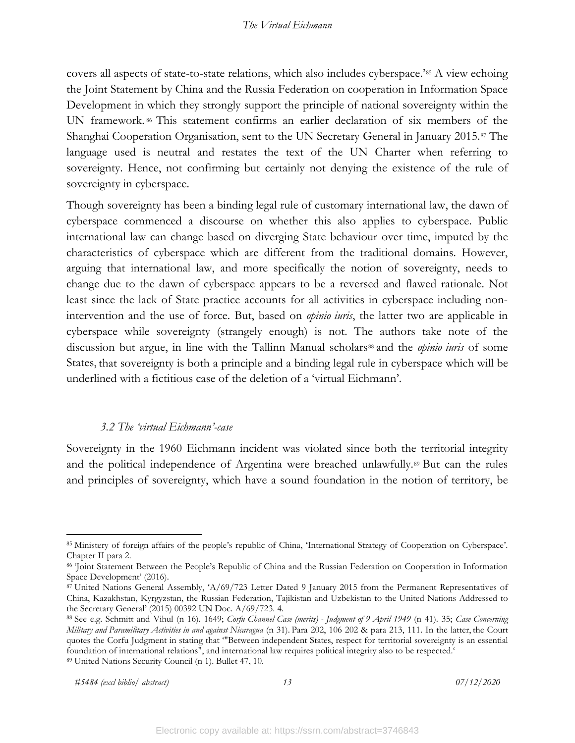covers all aspects of state-to-state relations, which also includes cyberspace.'[85] A view echoing the Joint Statement by China and the Russia Federation on cooperation in Information Space Development in which they strongly support the principle of national sovereignty within the UN framework.[86] This statement confirms an earlier declaration of six members of the Shanghai Cooperation Organisation, sent to the UN Secretary General in January 2015.[87] The language used is neutral and restates the text of the UN Charter when referring to sovereignty. Hence, not confirming but certainly not denying the existence of the rule of sovereignty in cyberspace.

Though sovereignty has been a binding legal rule of customary international law, the dawn of cyberspace commenced a discourse on whether this also applies to cyberspace. Public international law can change based on diverging State behaviour over time, imputed by the characteristics of cyberspace which are different from the traditional domains. However, arguing that international law, and more specifically the notion of sovereignty, needs to change due to the dawn of cyberspace appears to be a reversed and flawed rationale. Not least since the lack of State practice accounts for all activities in cyberspace including non-intervention and the use of force. But, based on *opinio iuris*, the latter two are applicable in cyberspace while sovereignty (strangely enough) is not. The authors take note of the discussion but argue, in line with the Tallinn Manual scholars[88] and the *opinio iuris* of some States, that sovereignty is both a principle and a binding legal rule in cyberspace which will be underlined with a fictitious case of the deletion of a 'virtual Eichmann'.

### *3.2 The 'virtual Eichmann'-case*

Sovereignty in the 1960 Eichmann incident was violated since both the territorial integrity and the political independence of Argentina were breached unlawfully.[89] But can the rules and principles of sovereignty, which have a sound foundation in the notion of territory, be

---

[85] Ministery of foreign affairs of the people's republic of China, 'International Strategy of Cooperation on Cyberspace'. Chapter II para 2.

[86] 'Joint Statement Between the People's Republic of China and the Russian Federation on Cooperation in Information Space Development' (2016).

[87] United Nations General Assembly, 'A/69/723 Letter Dated 9 January 2015 from the Permanent Representatives of China, Kazakhstan, Kyrgyzstan, the Russian Federation, Tajikistan and Uzbekistan to the United Nations Addressed to the Secretary General' (2015) 00392 UN Doc. A/69/723. 4.

[88] See e.g. Schmitt and Vihul (n 16). 1649; *Corfu Channel Case (merits) - Judgment of 9 April 1949* (n 41). 35; *Case Concerning Military and Paramilitary Activities in and against Nicaragua* (n 31). Para 202, 106 202 & para 213, 111. In the latter, the Court quotes the Corfu Judgment in stating that '"Between independent States, respect for territorial sovereignty is an essential foundation of international relations", and international law requires political integrity also to be respected.'

[89] United Nations Security Council (n 1). Bullet 47, 10.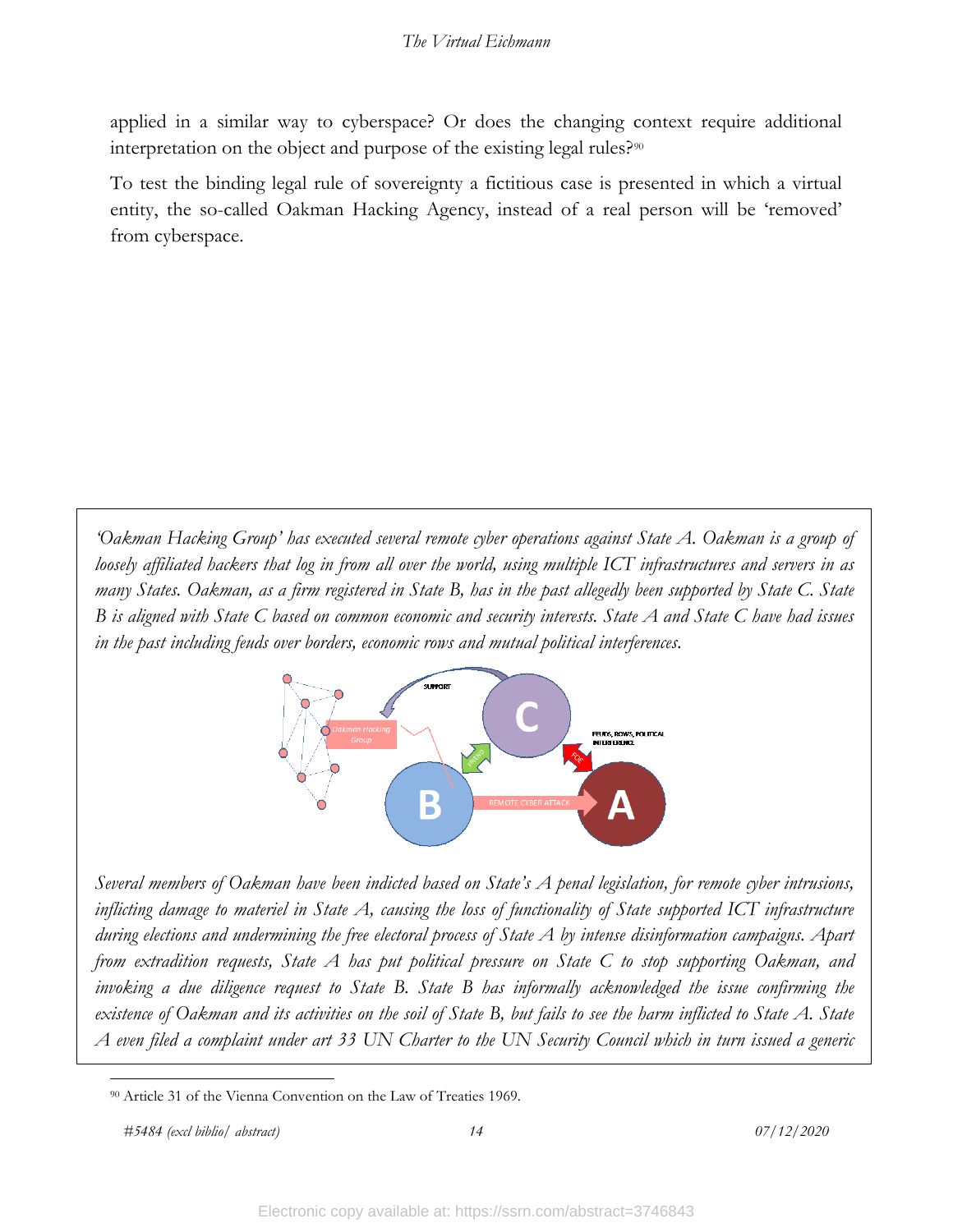applied in a similar way to cyberspace? Or does the changing context require additional interpretation on the object and purpose of the existing legal rules?[90]

To test the binding legal rule of sovereignty a fictitious case is presented in which a virtual entity, the so-called Oakman Hacking Agency, instead of a real person will be 'removed' from cyberspace.

*'Oakman Hacking Group' has executed several remote cyber operations against State A. Oakman is a group of loosely affiliated hackers that log in from all over the world, using multiple ICT infrastructures and servers in as many States. Oakman, as a firm registered in State B, has in the past allegedly been supported by State C. State B is aligned with State C based on common economic and security interests. State A and State C have had issues in the past including feuds over borders, economic rows and mutual political interferences.*

*Several members of Oakman have been indicted based on State's A penal legislation, for remote cyber intrusions, inflicting damage to materiel in State A, causing the loss of functionality of State supported ICT infrastructure during elections and undermining the free electoral process of State A by intense disinformation campaigns. Apart from extradition requests, State A has put political pressure on State C to stop supporting Oakman, and invoking a due diligence request to State B. State B has informally acknowledged the issue confirming the existence of Oakman and its activities on the soil of State B, but fails to see the harm inflicted to State A. State A even filed a complaint under art 33 UN Charter to the UN Security Council which in turn issued a generic*

---

[90] Article 31 of the Vienna Convention on the Law of Treaties 1969.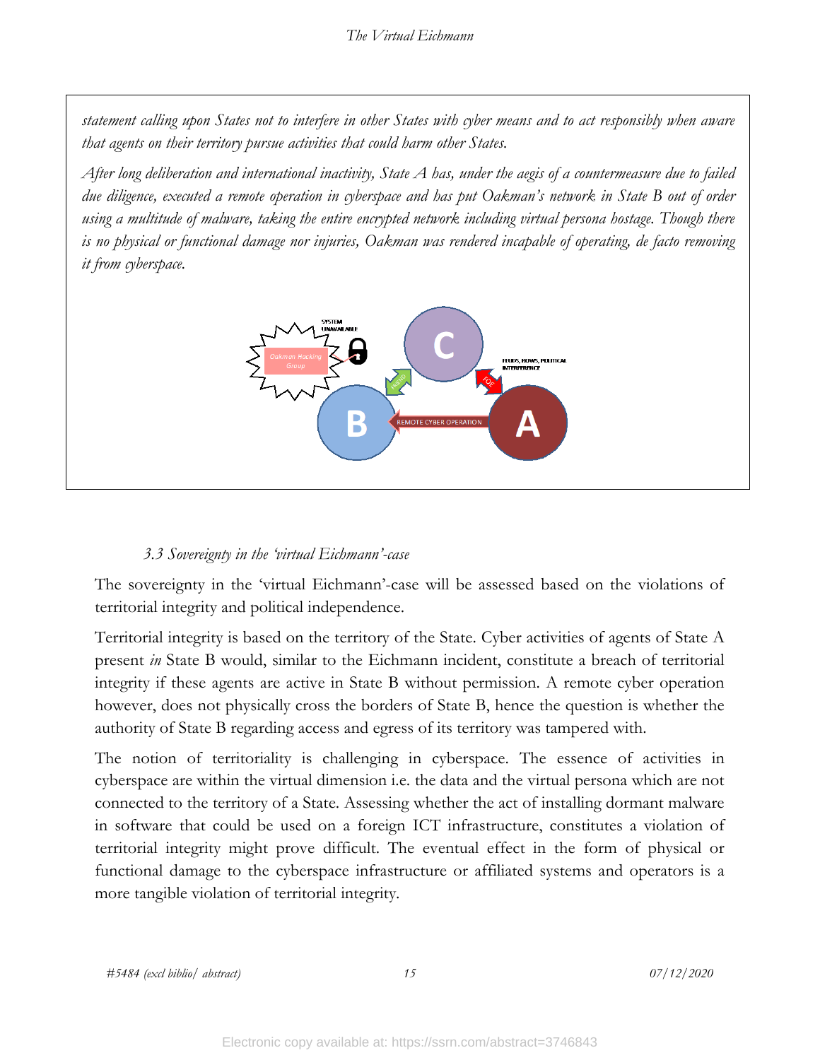*statement calling upon States not to interfere in other States with cyber means and to act responsibly when aware that agents on their territory pursue activities that could harm other States.*

*After long deliberation and international inactivity, State A has, under the aegis of a countermeasure due to failed due diligence, executed a remote operation in cyberspace and has put Oakman's network in State B out of order using a multitude of malware, taking the entire encrypted network including virtual persona hostage. Though there is no physical or functional damage nor injuries, Oakman was rendered incapable of operating, de facto removing it from cyberspace.*

### *3.3 Sovereignty in the 'virtual Eichmann'-case*

The sovereignty in the 'virtual Eichmann'-case will be assessed based on the violations of territorial integrity and political independence.

Territorial integrity is based on the territory of the State. Cyber activities of agents of State A present *in* State B would, similar to the Eichmann incident, constitute a breach of territorial integrity if these agents are active in State B without permission. A remote cyber operation however, does not physically cross the borders of State B, hence the question is whether the authority of State B regarding access and egress of its territory was tampered with.

The notion of territoriality is challenging in cyberspace. The essence of activities in cyberspace are within the virtual dimension i.e. the data and the virtual persona which are not connected to the territory of a State. Assessing whether the act of installing dormant malware in software that could be used on a foreign ICT infrastructure, constitutes a violation of territorial integrity might prove difficult. The eventual effect in the form of physical or functional damage to the cyberspace infrastructure or affiliated systems and operators is a more tangible violation of territorial integrity.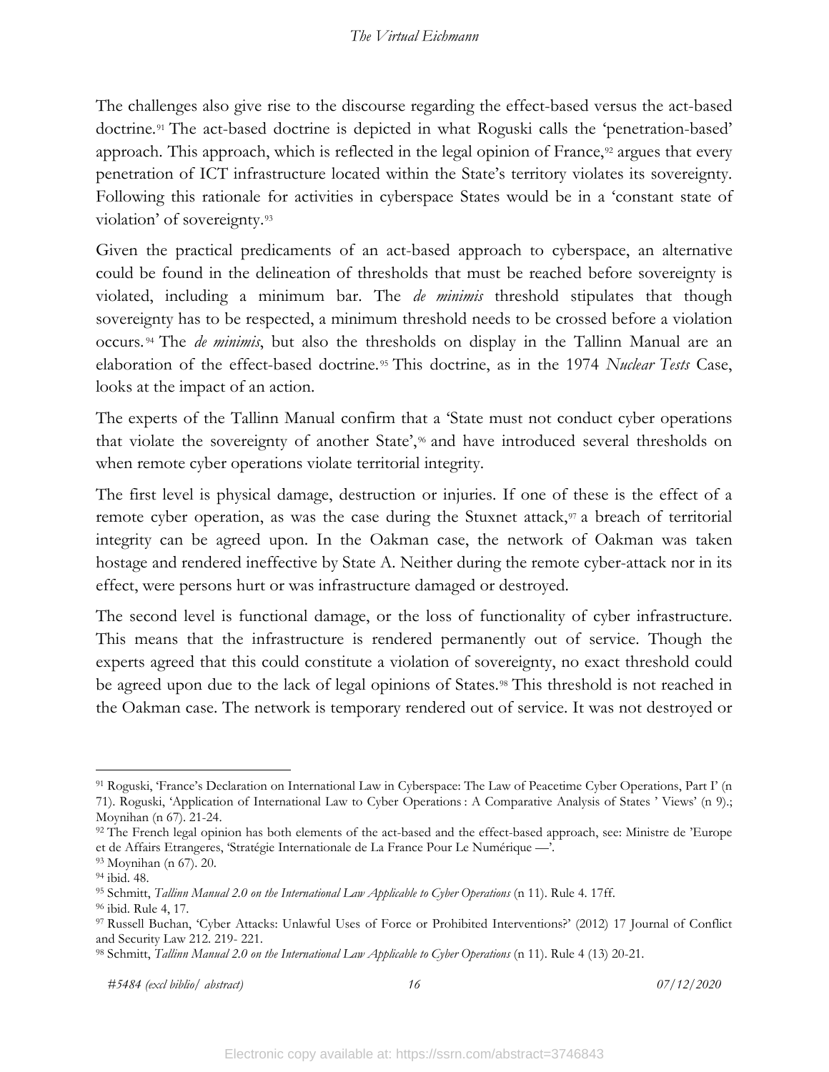The challenges also give rise to the discourse regarding the effect-based versus the act-based doctrine.[91] The act-based doctrine is depicted in what Roguski calls the 'penetration-based' approach. This approach, which is reflected in the legal opinion of France,[92] argues that every penetration of ICT infrastructure located within the State's territory violates its sovereignty. Following this rationale for activities in cyberspace States would be in a 'constant state of violation' of sovereignty.[93]

Given the practical predicaments of an act-based approach to cyberspace, an alternative could be found in the delineation of thresholds that must be reached before sovereignty is violated, including a minimum bar. The *de minimis* threshold stipulates that though sovereignty has to be respected, a minimum threshold needs to be crossed before a violation occurs.[94] The *de minimis*, but also the thresholds on display in the Tallinn Manual are an elaboration of the effect-based doctrine.[95] This doctrine, as in the 1974 *Nuclear Tests* Case, looks at the impact of an action.

The experts of the Tallinn Manual confirm that a 'State must not conduct cyber operations that violate the sovereignty of another State',[96] and have introduced several thresholds on when remote cyber operations violate territorial integrity.

The first level is physical damage, destruction or injuries. If one of these is the effect of a remote cyber operation, as was the case during the Stuxnet attack,[97] a breach of territorial integrity can be agreed upon. In the Oakman case, the network of Oakman was taken hostage and rendered ineffective by State A. Neither during the remote cyber-attack nor in its effect, were persons hurt or was infrastructure damaged or destroyed.

The second level is functional damage, or the loss of functionality of cyber infrastructure. This means that the infrastructure is rendered permanently out of service. Though the experts agreed that this could constitute a violation of sovereignty, no exact threshold could be agreed upon due to the lack of legal opinions of States.[98] This threshold is not reached in the Oakman case. The network is temporary rendered out of service. It was not destroyed or

---

[91] Roguski, 'France's Declaration on International Law in Cyberspace: The Law of Peacetime Cyber Operations, Part I' (n 71). Roguski, 'Application of International Law to Cyber Operations : A Comparative Analysis of States ' Views' (n 9).; Moynihan (n 67). 21-24.

[92] The French legal opinion has both elements of the act-based and the effect-based approach, see: Ministre de 'Europe et de Affairs Etrangeres, 'Stratégie Internationale de La France Pour Le Numérique —'.

[93] Moynihan (n 67). 20.

[94] ibid. 48.

[95] Schmitt, *Tallinn Manual 2.0 on the International Law Applicable to Cyber Operations* (n 11). Rule 4. 17ff.

[96] ibid. Rule 4, 17.

[97] Russell Buchan, 'Cyber Attacks: Unlawful Uses of Force or Prohibited Interventions?' (2012) 17 Journal of Conflict and Security Law 212. 219- 221.

[98] Schmitt, *Tallinn Manual 2.0 on the International Law Applicable to Cyber Operations* (n 11). Rule 4 (13) 20-21.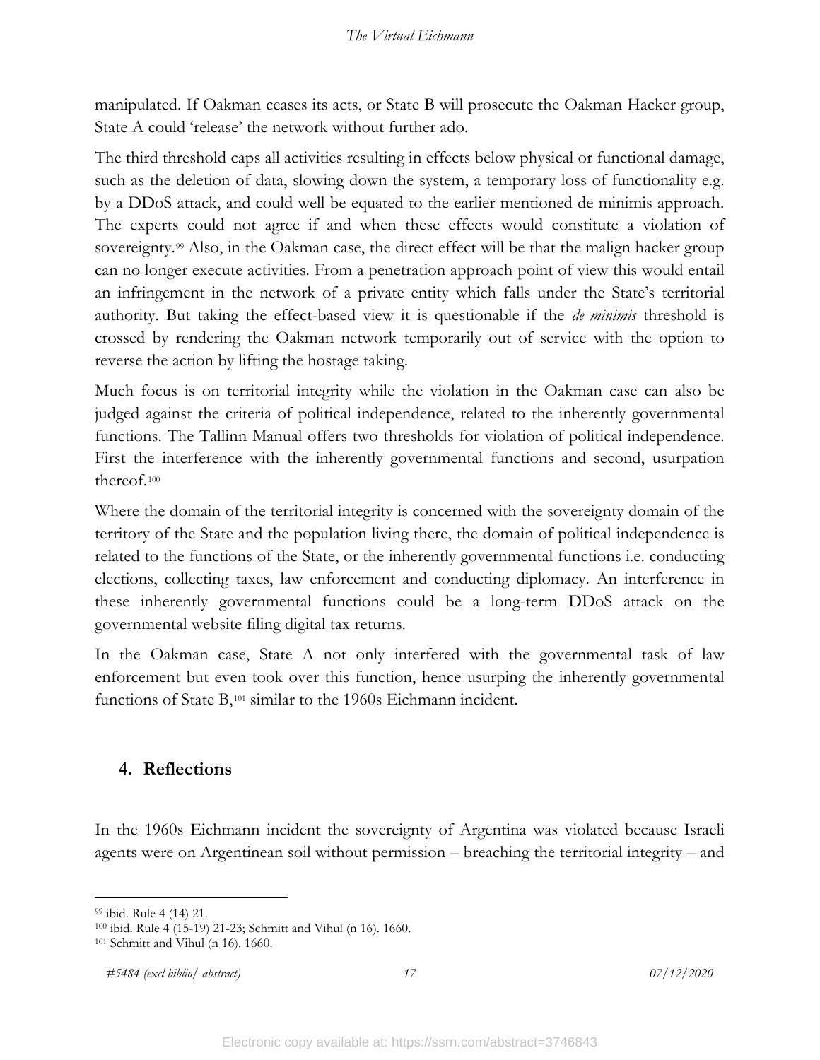manipulated. If Oakman ceases its acts, or State B will prosecute the Oakman Hacker group, State A could 'release' the network without further ado.

The third threshold caps all activities resulting in effects below physical or functional damage, such as the deletion of data, slowing down the system, a temporary loss of functionality e.g. by a DDoS attack, and could well be equated to the earlier mentioned de minimis approach. The experts could not agree if and when these effects would constitute a violation of sovereignty.[99] Also, in the Oakman case, the direct effect will be that the malign hacker group can no longer execute activities. From a penetration approach point of view this would entail an infringement in the network of a private entity which falls under the State's territorial authority. But taking the effect-based view it is questionable if the *de minimis* threshold is crossed by rendering the Oakman network temporarily out of service with the option to reverse the action by lifting the hostage taking.

Much focus is on territorial integrity while the violation in the Oakman case can also be judged against the criteria of political independence, related to the inherently governmental functions. The Tallinn Manual offers two thresholds for violation of political independence. First the interference with the inherently governmental functions and second, usurpation thereof.[100]

Where the domain of the territorial integrity is concerned with the sovereignty domain of the territory of the State and the population living there, the domain of political independence is related to the functions of the State, or the inherently governmental functions i.e. conducting elections, collecting taxes, law enforcement and conducting diplomacy. An interference in these inherently governmental functions could be a long-term DDoS attack on the governmental website filing digital tax returns.

In the Oakman case, State A not only interfered with the governmental task of law enforcement but even took over this function, hence usurping the inherently governmental functions of State B,[101] similar to the 1960s Eichmann incident.

## 4. Reflections

In the 1960s Eichmann incident the sovereignty of Argentina was violated because Israeli agents were on Argentinean soil without permission – breaching the territorial integrity – and

---

[99] ibid. Rule 4 (14) 21.

[100] ibid. Rule 4 (15-19) 21-23; Schmitt and Vihul (n 16). 1660.

[101] Schmitt and Vihul (n 16). 1660.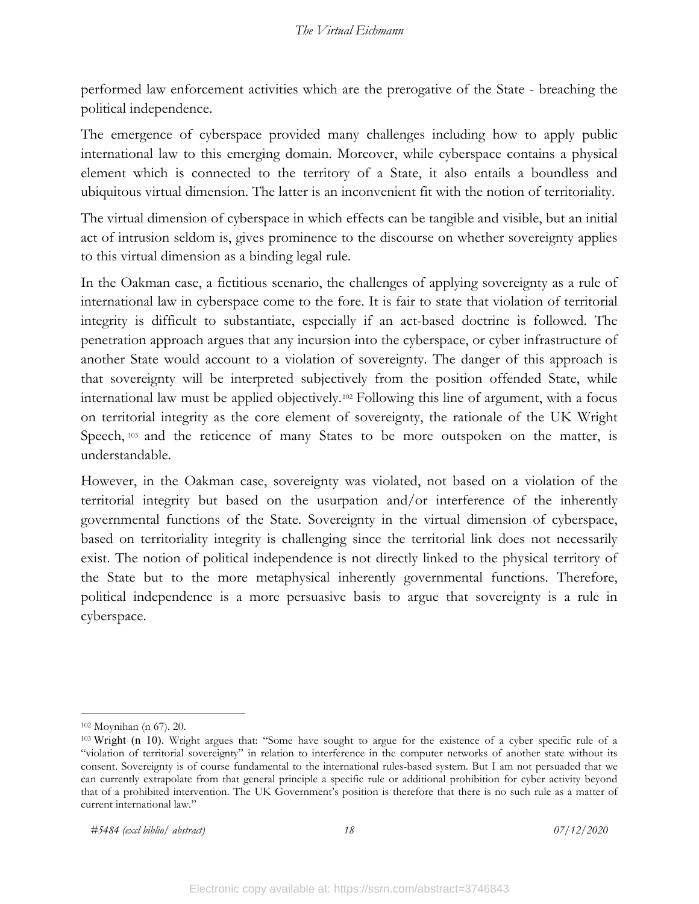performed law enforcement activities which are the prerogative of the State - breaching the political independence.

The emergence of cyberspace provided many challenges including how to apply public international law to this emerging domain. Moreover, while cyberspace contains a physical element which is connected to the territory of a State, it also entails a boundless and ubiquitous virtual dimension. The latter is an inconvenient fit with the notion of territoriality.

The virtual dimension of cyberspace in which effects can be tangible and visible, but an initial act of intrusion seldom is, gives prominence to the discourse on whether sovereignty applies to this virtual dimension as a binding legal rule.

In the Oakman case, a fictitious scenario, the challenges of applying sovereignty as a rule of international law in cyberspace come to the fore. It is fair to state that violation of territorial integrity is difficult to substantiate, especially if an act-based doctrine is followed. The penetration approach argues that any incursion into the cyberspace, or cyber infrastructure of another State would account to a violation of sovereignty. The danger of this approach is that sovereignty will be interpreted subjectively from the position offended State, while international law must be applied objectively.[102] Following this line of argument, with a focus on territorial integrity as the core element of sovereignty, the rationale of the UK Wright Speech,[103] and the reticence of many States to be more outspoken on the matter, is understandable.

However, in the Oakman case, sovereignty was violated, not based on a violation of the territorial integrity but based on the usurpation and/or interference of the inherently governmental functions of the State. Sovereignty in the virtual dimension of cyberspace, based on territoriality integrity is challenging since the territorial link does not necessarily exist. The notion of political independence is not directly linked to the physical territory of the State but to the more metaphysical inherently governmental functions. Therefore, political independence is a more persuasive basis to argue that sovereignty is a rule in cyberspace.

---

[102] Moynihan (n 67). 20.

[103] Wright (n 10). Wright argues that: "Some have sought to argue for the existence of a cyber specific rule of a "violation of territorial sovereignty" in relation to interference in the computer networks of another state without its consent. Sovereignty is of course fundamental to the international rules-based system. But I am not persuaded that we can currently extrapolate from that general principle a specific rule or additional prohibition for cyber activity beyond that of a prohibited intervention. The UK Government's position is therefore that there is no such rule as a matter of current international law."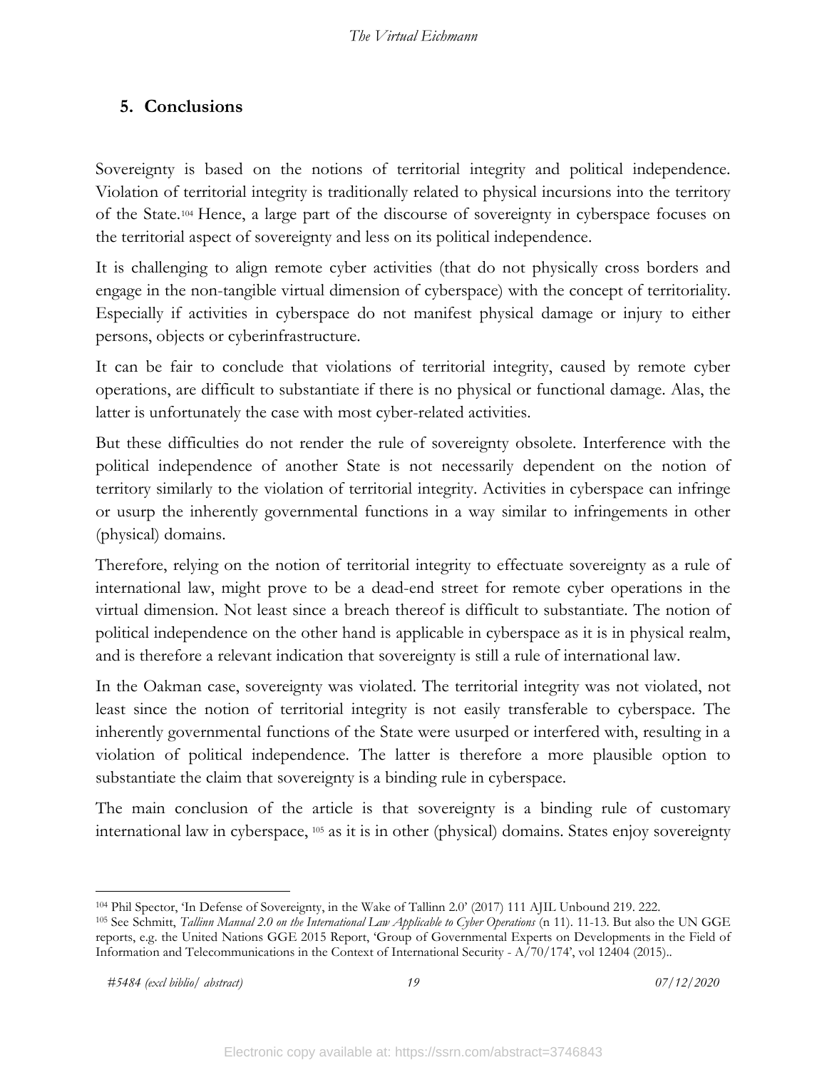## 5. Conclusions

Sovereignty is based on the notions of territorial integrity and political independence. Violation of territorial integrity is traditionally related to physical incursions into the territory of the State.[104] Hence, a large part of the discourse of sovereignty in cyberspace focuses on the territorial aspect of sovereignty and less on its political independence.

It is challenging to align remote cyber activities (that do not physically cross borders and engage in the non-tangible virtual dimension of cyberspace) with the concept of territoriality. Especially if activities in cyberspace do not manifest physical damage or injury to either persons, objects or cyberinfrastructure.

It can be fair to conclude that violations of territorial integrity, caused by remote cyber operations, are difficult to substantiate if there is no physical or functional damage. Alas, the latter is unfortunately the case with most cyber-related activities.

But these difficulties do not render the rule of sovereignty obsolete. Interference with the political independence of another State is not necessarily dependent on the notion of territory similarly to the violation of territorial integrity. Activities in cyberspace can infringe or usurp the inherently governmental functions in a way similar to infringements in other (physical) domains.

Therefore, relying on the notion of territorial integrity to effectuate sovereignty as a rule of international law, might prove to be a dead-end street for remote cyber operations in the virtual dimension. Not least since a breach thereof is difficult to substantiate. The notion of political independence on the other hand is applicable in cyberspace as it is in physical realm, and is therefore a relevant indication that sovereignty is still a rule of international law.

In the Oakman case, sovereignty was violated. The territorial integrity was not violated, not least since the notion of territorial integrity is not easily transferable to cyberspace. The inherently governmental functions of the State were usurped or interfered with, resulting in a violation of political independence. The latter is therefore a more plausible option to substantiate the claim that sovereignty is a binding rule in cyberspace.

The main conclusion of the article is that sovereignty is a binding rule of customary international law in cyberspace, [105] as it is in other (physical) domains. States enjoy sovereignty

---

[104] Phil Spector, 'In Defense of Sovereignty, in the Wake of Tallinn 2.0' (2017) 111 AJIL Unbound 219. 222.

[105] See Schmitt, *Tallinn Manual 2.0 on the International Law Applicable to Cyber Operations* (n 11). 11-13. But also the UN GGE reports, e.g. the United Nations GGE 2015 Report, 'Group of Governmental Experts on Developments in the Field of Information and Telecommunications in the Context of International Security - A/70/174', vol 12404 (2015)..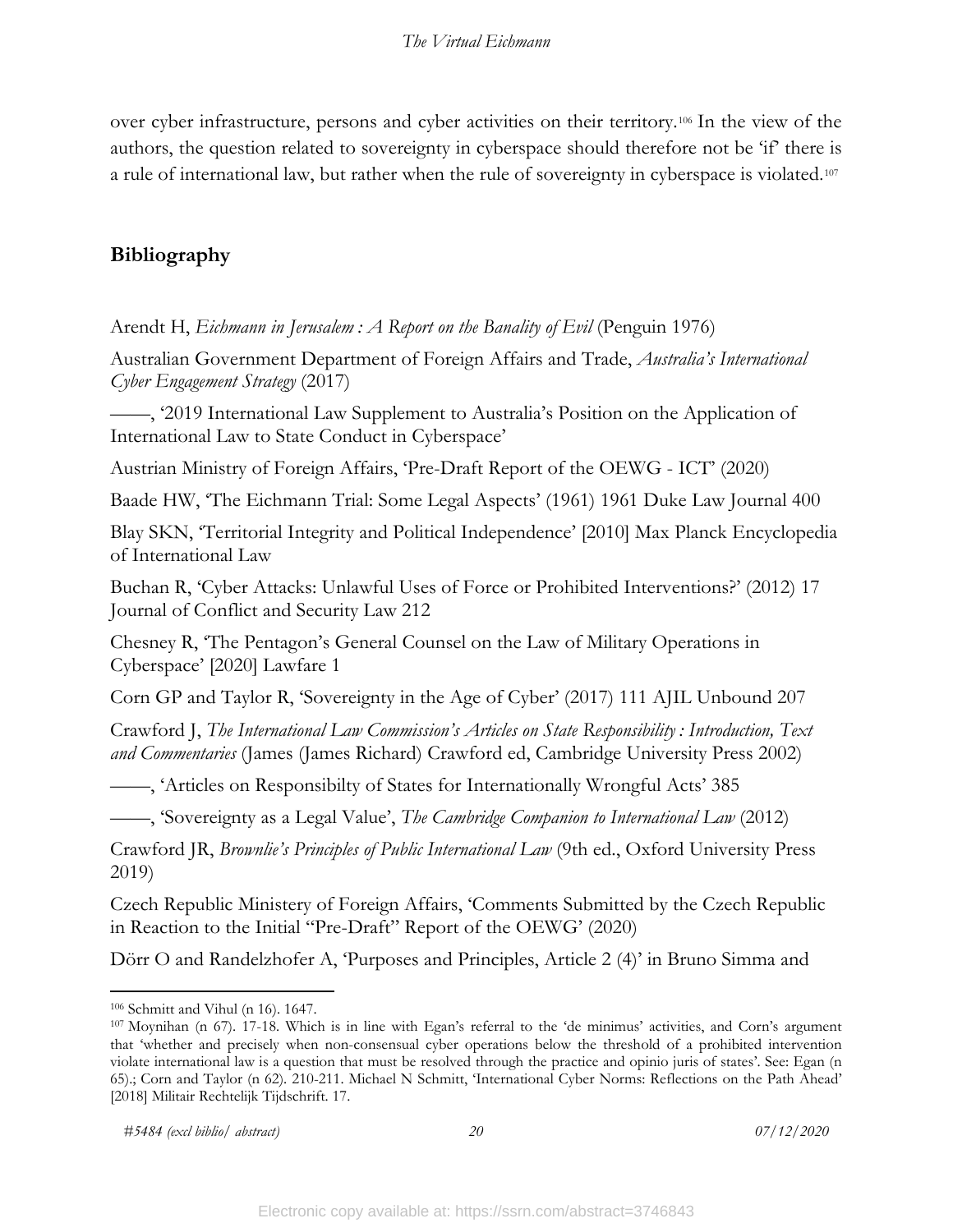over cyber infrastructure, persons and cyber activities on their territory.[106] In the view of the authors, the question related to sovereignty in cyberspace should therefore not be 'if' there is a rule of international law, but rather when the rule of sovereignty in cyberspace is violated.[107]

## Bibliography

Arendt H, *Eichmann in Jerusalem : A Report on the Banality of Evil* (Penguin 1976)

Australian Government Department of Foreign Affairs and Trade, *Australia's International Cyber Engagement Strategy* (2017)

——, '2019 International Law Supplement to Australia's Position on the Application of International Law to State Conduct in Cyberspace'

Austrian Ministry of Foreign Affairs, 'Pre-Draft Report of the OEWG - ICT' (2020)

Baade HW, 'The Eichmann Trial: Some Legal Aspects' (1961) 1961 Duke Law Journal 400

Blay SKN, 'Territorial Integrity and Political Independence' [2010] Max Planck Encyclopedia of International Law

Buchan R, 'Cyber Attacks: Unlawful Uses of Force or Prohibited Interventions?' (2012) 17 Journal of Conflict and Security Law 212

Chesney R, 'The Pentagon's General Counsel on the Law of Military Operations in Cyberspace' [2020] Lawfare 1

Corn GP and Taylor R, 'Sovereignty in the Age of Cyber' (2017) 111 AJIL Unbound 207

Crawford J, *The International Law Commission's Articles on State Responsibility : Introduction, Text and Commentaries* (James (James Richard) Crawford ed, Cambridge University Press 2002)

——, 'Articles on Responsibilty of States for Internationally Wrongful Acts' 385

——, 'Sovereignty as a Legal Value', *The Cambridge Companion to International Law* (2012)

Crawford JR, *Brownlie's Principles of Public International Law* (9th ed., Oxford University Press 2019)

Czech Republic Ministery of Foreign Affairs, 'Comments Submitted by the Czech Republic in Reaction to the Initial "Pre-Draft" Report of the OEWG' (2020)

Dörr O and Randelzhofer A, 'Purposes and Principles, Article 2 (4)' in Bruno Simma and

---

[106] Schmitt and Vihul (n 16). 1647.

[107] Moynihan (n 67). 17-18. Which is in line with Egan's referral to the 'de minimus' activities, and Corn's argument that 'whether and precisely when non-consensual cyber operations below the threshold of a prohibited intervention violate international law is a question that must be resolved through the practice and opinio juris of states'. See: Egan (n 65).; Corn and Taylor (n 62). 210-211. Michael N Schmitt, 'International Cyber Norms: Reflections on the Path Ahead' [2018] Militair Rechtelijk Tijdschrift. 17.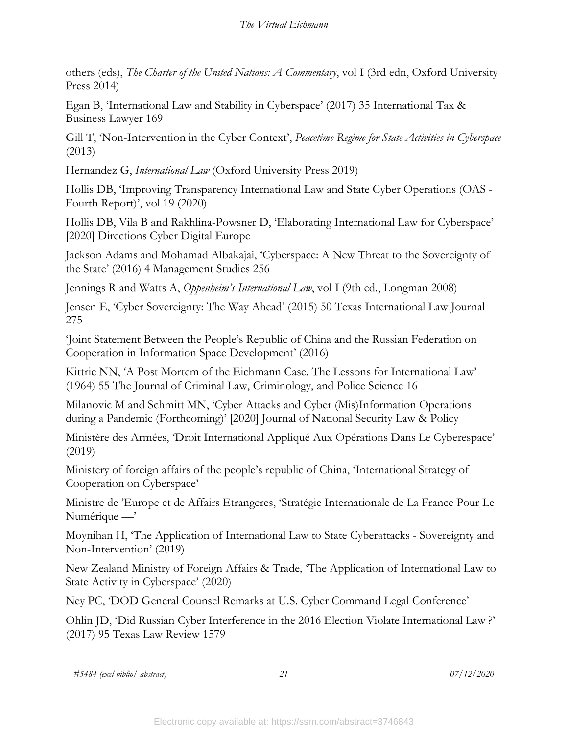others (eds), *The Charter of the United Nations: A Commentary*, vol I (3rd edn, Oxford University Press 2014)

Egan B, 'International Law and Stability in Cyberspace' (2017) 35 International Tax & Business Lawyer 169

Gill T, 'Non-Intervention in the Cyber Context', *Peacetime Regime for State Activities in Cyberspace* (2013)

Hernandez G, *International Law* (Oxford University Press 2019)

Hollis DB, 'Improving Transparency International Law and State Cyber Operations (OAS - Fourth Report)', vol 19 (2020)

Hollis DB, Vila B and Rakhlina-Powsner D, 'Elaborating International Law for Cyberspace' [2020] Directions Cyber Digital Europe

Jackson Adams and Mohamad Albakajai, 'Cyberspace: A New Threat to the Sovereignty of the State' (2016) 4 Management Studies 256

Jennings R and Watts A, *Oppenheim's International Law*, vol I (9th ed., Longman 2008)

Jensen E, 'Cyber Sovereignty: The Way Ahead' (2015) 50 Texas International Law Journal 275

'Joint Statement Between the People's Republic of China and the Russian Federation on Cooperation in Information Space Development' (2016)

Kittrie NN, 'A Post Mortem of the Eichmann Case. The Lessons for International Law' (1964) 55 The Journal of Criminal Law, Criminology, and Police Science 16

Milanovic M and Schmitt MN, 'Cyber Attacks and Cyber (Mis)Information Operations during a Pandemic (Forthcoming)' [2020] Journal of National Security Law & Policy

Ministère des Armées, 'Droit International Appliqué Aux Opérations Dans Le Cyberespace' (2019)

Ministery of foreign affairs of the people's republic of China, 'International Strategy of Cooperation on Cyberspace'

Ministre de 'Europe et de Affairs Etrangeres, 'Stratégie Internationale de La France Pour Le Numérique —'

Moynihan H, 'The Application of International Law to State Cyberattacks - Sovereignty and Non-Intervention' (2019)

New Zealand Ministry of Foreign Affairs & Trade, 'The Application of International Law to State Activity in Cyberspace' (2020)

Ney PC, 'DOD General Counsel Remarks at U.S. Cyber Command Legal Conference'

Ohlin JD, 'Did Russian Cyber Interference in the 2016 Election Violate International Law ?' (2017) 95 Texas Law Review 1579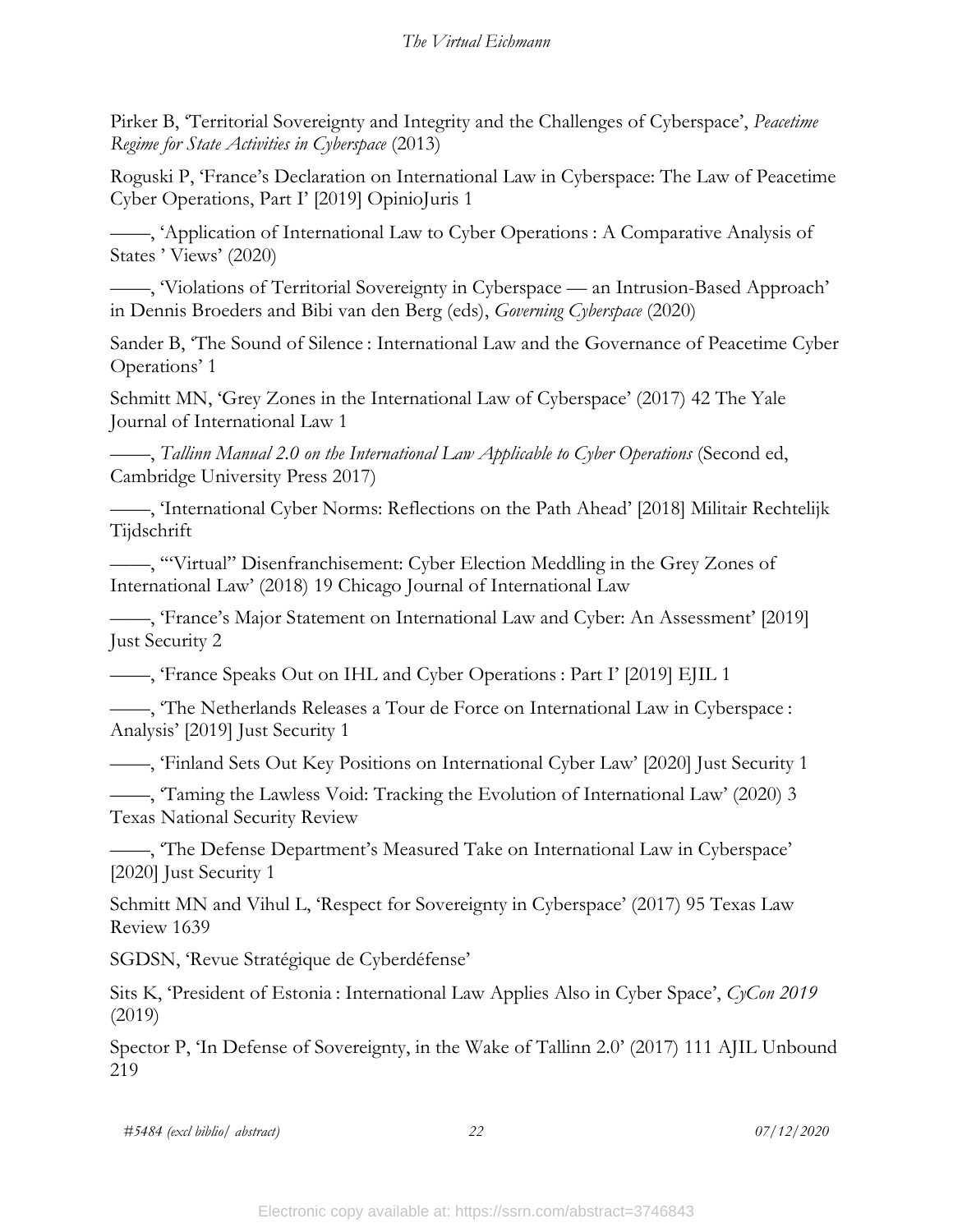Pirker B, 'Territorial Sovereignty and Integrity and the Challenges of Cyberspace', *Peacetime Regime for State Activities in Cyberspace* (2013)

Roguski P, 'France's Declaration on International Law in Cyberspace: The Law of Peacetime Cyber Operations, Part I' [2019] OpinioJuris 1

——, 'Application of International Law to Cyber Operations : A Comparative Analysis of States ' Views' (2020)

——, 'Violations of Territorial Sovereignty in Cyberspace — an Intrusion-Based Approach' in Dennis Broeders and Bibi van den Berg (eds), *Governing Cyberspace* (2020)

Sander B, 'The Sound of Silence : International Law and the Governance of Peacetime Cyber Operations' 1

Schmitt MN, 'Grey Zones in the International Law of Cyberspace' (2017) 42 The Yale Journal of International Law 1

——, *Tallinn Manual 2.0 on the International Law Applicable to Cyber Operations* (Second ed, Cambridge University Press 2017)

——, 'International Cyber Norms: Reflections on the Path Ahead' [2018] Militair Rechtelijk Tijdschrift

——, '"Virtual" Disenfranchisement: Cyber Election Meddling in the Grey Zones of International Law' (2018) 19 Chicago Journal of International Law

——, 'France's Major Statement on International Law and Cyber: An Assessment' [2019] Just Security 2

——, 'France Speaks Out on IHL and Cyber Operations : Part I' [2019] EJIL 1

——, 'The Netherlands Releases a Tour de Force on International Law in Cyberspace : Analysis' [2019] Just Security 1

——, 'Finland Sets Out Key Positions on International Cyber Law' [2020] Just Security 1

——, 'Taming the Lawless Void: Tracking the Evolution of International Law' (2020) 3 Texas National Security Review

——, 'The Defense Department's Measured Take on International Law in Cyberspace' [2020] Just Security 1

Schmitt MN and Vihul L, 'Respect for Sovereignty in Cyberspace' (2017) 95 Texas Law Review 1639

SGDSN, 'Revue Stratégique de Cyberdéfense'

Sits K, 'President of Estonia : International Law Applies Also in Cyber Space', *CyCon 2019* (2019)

Spector P, 'In Defense of Sovereignty, in the Wake of Tallinn 2.0' (2017) 111 AJIL Unbound 219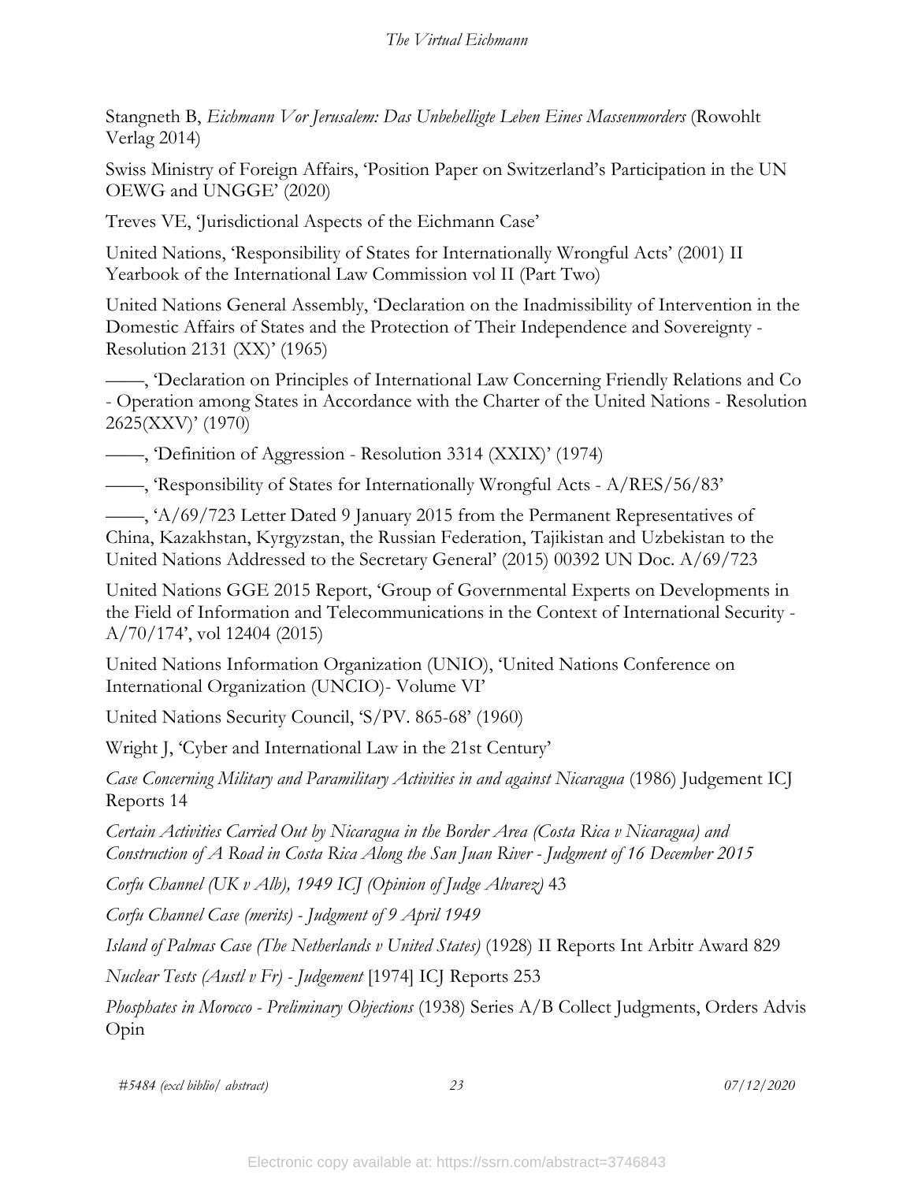Stangneth B, *Eichmann Vor Jerusalem: Das Unbehelligte Leben Eines Massenmorders* (Rowohlt Verlag 2014)

Swiss Ministry of Foreign Affairs, 'Position Paper on Switzerland's Participation in the UN OEWG and UNGGE' (2020)

Treves VE, 'Jurisdictional Aspects of the Eichmann Case'

United Nations, 'Responsibility of States for Internationally Wrongful Acts' (2001) II Yearbook of the International Law Commission vol II (Part Two)

United Nations General Assembly, 'Declaration on the Inadmissibility of Intervention in the Domestic Affairs of States and the Protection of Their Independence and Sovereignty - Resolution 2131 (XX)' (1965)

——, 'Declaration on Principles of International Law Concerning Friendly Relations and Co - Operation among States in Accordance with the Charter of the United Nations - Resolution 2625(XXV)' (1970)

——, 'Definition of Aggression - Resolution 3314 (XXIX)' (1974)

——, 'Responsibility of States for Internationally Wrongful Acts - A/RES/56/83'

——, 'A/69/723 Letter Dated 9 January 2015 from the Permanent Representatives of China, Kazakhstan, Kyrgyzstan, the Russian Federation, Tajikistan and Uzbekistan to the United Nations Addressed to the Secretary General' (2015) 00392 UN Doc. A/69/723

United Nations GGE 2015 Report, 'Group of Governmental Experts on Developments in the Field of Information and Telecommunications in the Context of International Security - A/70/174', vol 12404 (2015)

United Nations Information Organization (UNIO), 'United Nations Conference on International Organization (UNCIO)- Volume VI'

United Nations Security Council, 'S/PV. 865-68' (1960)

Wright J, 'Cyber and International Law in the 21st Century'

*Case Concerning Military and Paramilitary Activities in and against Nicaragua* (1986) Judgement ICJ Reports 14

*Certain Activities Carried Out by Nicaragua in the Border Area (Costa Rica v Nicaragua) and Construction of A Road in Costa Rica Along the San Juan River - Judgment of 16 December 2015*

*Corfu Channel (UK v Alb), 1949 ICJ (Opinion of Judge Alvarez)* 43

*Corfu Channel Case (merits) - Judgment of 9 April 1949*

*Island of Palmas Case (The Netherlands v United States)* (1928) II Reports Int Arbitr Award 829

*Nuclear Tests (Austl v Fr) - Judgement* [1974] ICJ Reports 253

*Phosphates in Morocco - Preliminary Objections* (1938) Series A/B Collect Judgments, Orders Advis Opin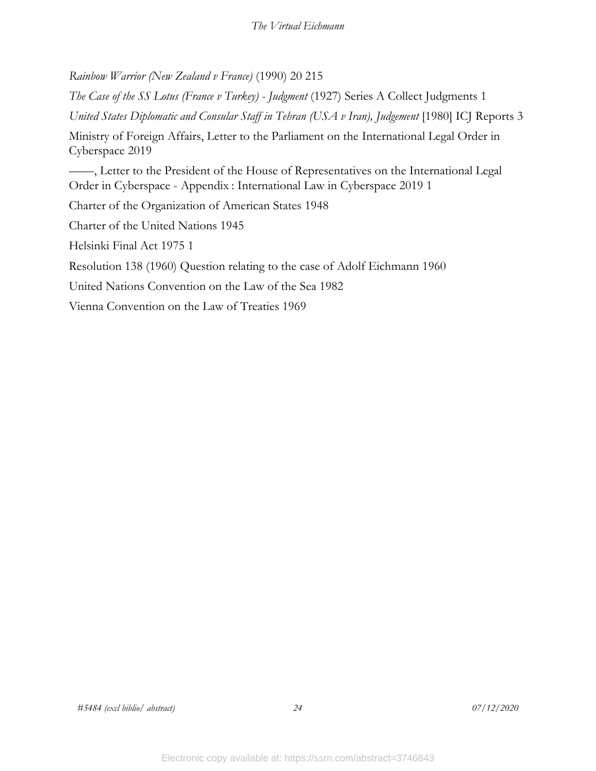*Rainbow Warrior (New Zealand v France)* (1990) 20 215

*The Case of the SS Lotus (France v Turkey) - Judgment* (1927) Series A Collect Judgments 1

*United States Diplomatic and Consular Staff in Tehran (USA v Iran), Judgement* [1980] ICJ Reports 3

Ministry of Foreign Affairs, Letter to the Parliament on the International Legal Order in Cyberspace 2019

——, Letter to the President of the House of Representatives on the International Legal Order in Cyberspace - Appendix : International Law in Cyberspace 2019 1

Charter of the Organization of American States 1948

Charter of the United Nations 1945

Helsinki Final Act 1975 1

Resolution 138 (1960) Question relating to the case of Adolf Eichmann 1960

United Nations Convention on the Law of the Sea 1982

Vienna Convention on the Law of Treaties 1969